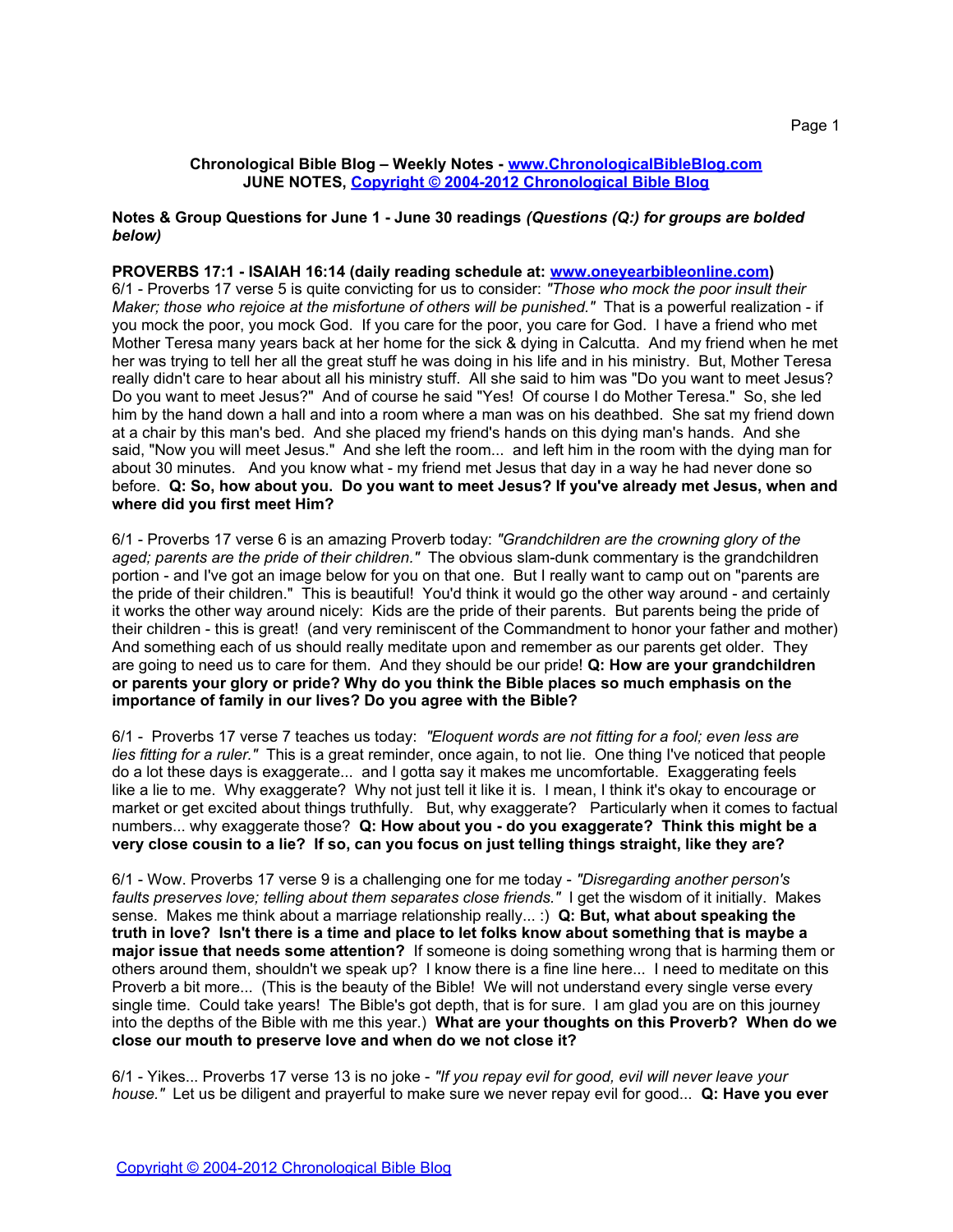**Chronological Bible Blog – Weekly Notes - www.ChronologicalBibleBlog.com**
**JUNE NOTES, Copyright © 2004-2012 Chronological Bible Blog**

**Notes & Group Questions for June 1 - June 30 readings *(Questions (Q:) for groups are bolded below)***

**PROVERBS 17:1 - ISAIAH 16:14 (daily reading schedule at: www.oneyearbibleonline.com)**

6/1 - Proverbs 17 verse 5 is quite convicting for us to consider: *"Those who mock the poor insult their Maker; those who rejoice at the misfortune of others will be punished."* That is a powerful realization - if you mock the poor, you mock God. If you care for the poor, you care for God. I have a friend who met Mother Teresa many years back at her home for the sick & dying in Calcutta. And my friend when he met her was trying to tell her all the great stuff he was doing in his life and in his ministry. But, Mother Teresa really didn't care to hear about all his ministry stuff. All she said to him was "Do you want to meet Jesus? Do you want to meet Jesus?" And of course he said "Yes! Of course I do Mother Teresa." So, she led him by the hand down a hall and into a room where a man was on his deathbed. She sat my friend down at a chair by this man's bed. And she placed my friend's hands on this dying man's hands. And she said, "Now you will meet Jesus." And she left the room... and left him in the room with the dying man for about 30 minutes. And you know what - my friend met Jesus that day in a way he had never done so before. **Q: So, how about you. Do you want to meet Jesus? If you've already met Jesus, when and where did you first meet Him?**

6/1 - Proverbs 17 verse 6 is an amazing Proverb today: *"Grandchildren are the crowning glory of the aged; parents are the pride of their children."* The obvious slam-dunk commentary is the grandchildren portion - and I've got an image below for you on that one. But I really want to camp out on "parents are the pride of their children." This is beautiful! You'd think it would go the other way around - and certainly it works the other way around nicely: Kids are the pride of their parents. But parents being the pride of their children - this is great! (and very reminiscent of the Commandment to honor your father and mother) And something each of us should really meditate upon and remember as our parents get older. They are going to need us to care for them. And they should be our pride! **Q: How are your grandchildren or parents your glory or pride? Why do you think the Bible places so much emphasis on the importance of family in our lives? Do you agree with the Bible?**

6/1 - Proverbs 17 verse 7 teaches us today: *"Eloquent words are not fitting for a fool; even less are lies fitting for a ruler."* This is a great reminder, once again, to not lie. One thing I've noticed that people do a lot these days is exaggerate... and I gotta say it makes me uncomfortable. Exaggerating feels like a lie to me. Why exaggerate? Why not just tell it like it is. I mean, I think it's okay to encourage or market or get excited about things truthfully. But, why exaggerate? Particularly when it comes to factual numbers... why exaggerate those? **Q: How about you - do you exaggerate? Think this might be a very close cousin to a lie? If so, can you focus on just telling things straight, like they are?**

6/1 - Wow. Proverbs 17 verse 9 is a challenging one for me today - *"Disregarding another person's faults preserves love; telling about them separates close friends."* I get the wisdom of it initially. Makes sense. Makes me think about a marriage relationship really... :) **Q: But, what about speaking the truth in love? Isn't there is a time and place to let folks know about something that is maybe a major issue that needs some attention?** If someone is doing something wrong that is harming them or others around them, shouldn't we speak up? I know there is a fine line here... I need to meditate on this Proverb a bit more... (This is the beauty of the Bible! We will not understand every single verse every single time. Could take years! The Bible's got depth, that is for sure. I am glad you are on this journey into the depths of the Bible with me this year.) **What are your thoughts on this Proverb? When do we close our mouth to preserve love and when do we not close it?**

6/1 - Yikes... Proverbs 17 verse 13 is no joke - *"If you repay evil for good, evil will never leave your house."* Let us be diligent and prayerful to make sure we never repay evil for good... **Q: Have you ever**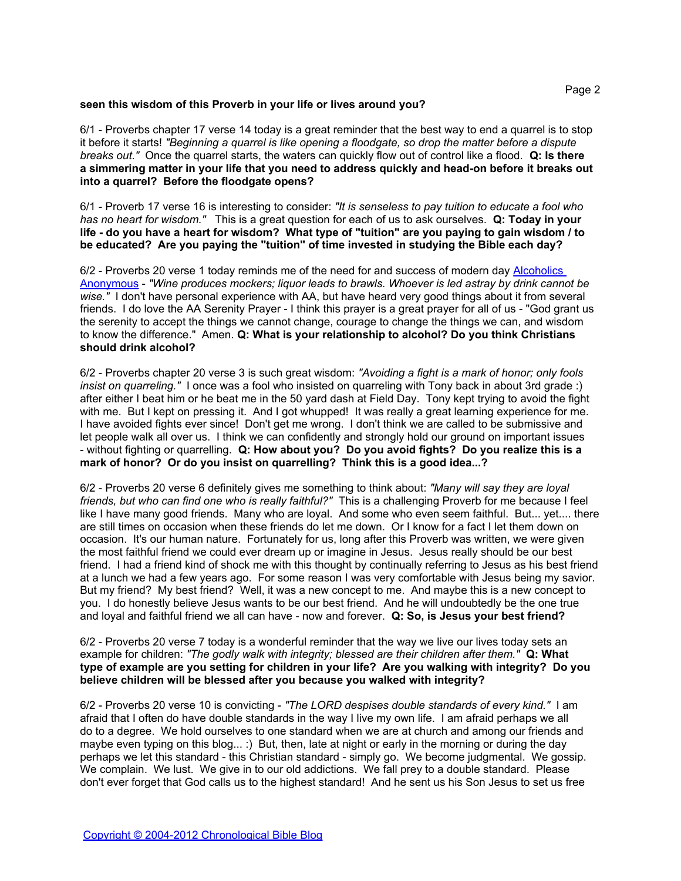**seen this wisdom of this Proverb in your life or lives around you?**

6/1 - Proverbs chapter 17 verse 14 today is a great reminder that the best way to end a quarrel is to stop it before it starts! *"Beginning a quarrel is like opening a floodgate, so drop the matter before a dispute breaks out."* Once the quarrel starts, the waters can quickly flow out of control like a flood. **Q: Is there a simmering matter in your life that you need to address quickly and head-on before it breaks out into a quarrel? Before the floodgate opens?**

6/1 - Proverb 17 verse 16 is interesting to consider: *"It is senseless to pay tuition to educate a fool who has no heart for wisdom."* This is a great question for each of us to ask ourselves. **Q: Today in your life - do you have a heart for wisdom? What type of "tuition" are you paying to gain wisdom / to be educated? Are you paying the "tuition" of time invested in studying the Bible each day?**

6/2 - Proverbs 20 verse 1 today reminds me of the need for and success of modern day Alcoholics Anonymous - *"Wine produces mockers; liquor leads to brawls. Whoever is led astray by drink cannot be wise."* I don't have personal experience with AA, but have heard very good things about it from several friends. I do love the AA Serenity Prayer - I think this prayer is a great prayer for all of us - "God grant us the serenity to accept the things we cannot change, courage to change the things we can, and wisdom to know the difference." Amen. **Q: What is your relationship to alcohol? Do you think Christians should drink alcohol?**

6/2 - Proverbs chapter 20 verse 3 is such great wisdom: *"Avoiding a fight is a mark of honor; only fools insist on quarreling."* I once was a fool who insisted on quarreling with Tony back in about 3rd grade :) after either I beat him or he beat me in the 50 yard dash at Field Day. Tony kept trying to avoid the fight with me. But I kept on pressing it. And I got whupped! It was really a great learning experience for me. I have avoided fights ever since! Don't get me wrong. I don't think we are called to be submissive and let people walk all over us. I think we can confidently and strongly hold our ground on important issues - without fighting or quarrelling. **Q: How about you? Do you avoid fights? Do you realize this is a mark of honor? Or do you insist on quarrelling? Think this is a good idea...?**

6/2 - Proverbs 20 verse 6 definitely gives me something to think about: *"Many will say they are loyal friends, but who can find one who is really faithful?"* This is a challenging Proverb for me because I feel like I have many good friends. Many who are loyal. And some who even seem faithful. But... yet.... there are still times on occasion when these friends do let me down. Or I know for a fact I let them down on occasion. It's our human nature. Fortunately for us, long after this Proverb was written, we were given the most faithful friend we could ever dream up or imagine in Jesus. Jesus really should be our best friend. I had a friend kind of shock me with this thought by continually referring to Jesus as his best friend at a lunch we had a few years ago. For some reason I was very comfortable with Jesus being my savior. But my friend? My best friend? Well, it was a new concept to me. And maybe this is a new concept to you. I do honestly believe Jesus wants to be our best friend. And he will undoubtedly be the one true and loyal and faithful friend we all can have - now and forever. **Q: So, is Jesus your best friend?**

6/2 - Proverbs 20 verse 7 today is a wonderful reminder that the way we live our lives today sets an example for children: *"The godly walk with integrity; blessed are their children after them."* **Q: What type of example are you setting for children in your life? Are you walking with integrity? Do you believe children will be blessed after you because you walked with integrity?**

6/2 - Proverbs 20 verse 10 is convicting - *"The LORD despises double standards of every kind."* I am afraid that I often do have double standards in the way I live my own life. I am afraid perhaps we all do to a degree. We hold ourselves to one standard when we are at church and among our friends and maybe even typing on this blog... :) But, then, late at night or early in the morning or during the day perhaps we let this standard - this Christian standard - simply go. We become judgmental. We gossip. We complain. We lust. We give in to our old addictions. We fall prey to a double standard. Please don't ever forget that God calls us to the highest standard! And he sent us his Son Jesus to set us free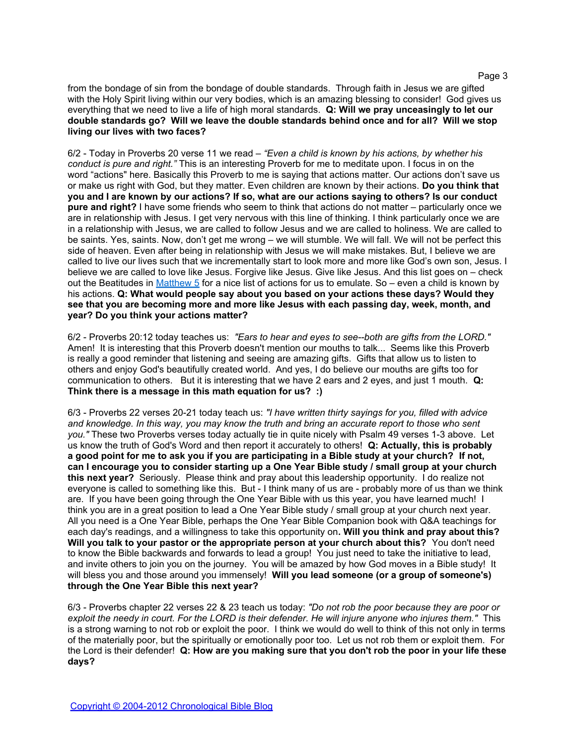from the bondage of sin from the bondage of double standards. Through faith in Jesus we are gifted with the Holy Spirit living within our very bodies, which is an amazing blessing to consider! God gives us everything that we need to live a life of high moral standards. **Q: Will we pray unceasingly to let our double standards go? Will we leave the double standards behind once and for all? Will we stop living our lives with two faces?**

6/2 - Today in Proverbs 20 verse 11 we read – *"Even a child is known by his actions, by whether his conduct is pure and right."* This is an interesting Proverb for me to meditate upon. I focus in on the word "actions" here. Basically this Proverb to me is saying that actions matter. Our actions don't save us or make us right with God, but they matter. Even children are known by their actions. **Do you think that you and I are known by our actions? If so, what are our actions saying to others? Is our conduct pure and right?** I have some friends who seem to think that actions do not matter – particularly once we are in relationship with Jesus. I get very nervous with this line of thinking. I think particularly once we are in a relationship with Jesus, we are called to follow Jesus and we are called to holiness. We are called to be saints. Yes, saints. Now, don't get me wrong – we will stumble. We will fall. We will not be perfect this side of heaven. Even after being in relationship with Jesus we will make mistakes. But, I believe we are called to live our lives such that we incrementally start to look more and more like God's own son, Jesus. I believe we are called to love like Jesus. Forgive like Jesus. Give like Jesus. And this list goes on – check out the Beatitudes in [Matthew 5](Matthew 5) for a nice list of actions for us to emulate. So – even a child is known by his actions. **Q: What would people say about you based on your actions these days? Would they see that you are becoming more and more like Jesus with each passing day, week, month, and year? Do you think your actions matter?**

6/2 - Proverbs 20:12 today teaches us: *"Ears to hear and eyes to see--both are gifts from the LORD."* Amen! It is interesting that this Proverb doesn't mention our mouths to talk... Seems like this Proverb is really a good reminder that listening and seeing are amazing gifts. Gifts that allow us to listen to others and enjoy God's beautifully created world. And yes, I do believe our mouths are gifts too for communication to others. But it is interesting that we have 2 ears and 2 eyes, and just 1 mouth. **Q: Think there is a message in this math equation for us? :)**

6/3 - Proverbs 22 verses 20-21 today teach us: *"I have written thirty sayings for you, filled with advice and knowledge. In this way, you may know the truth and bring an accurate report to those who sent you."* These two Proverbs verses today actually tie in quite nicely with Psalm 49 verses 1-3 above. Let us know the truth of God's Word and then report it accurately to others! **Q: Actually, this is probably a good point for me to ask you if you are participating in a Bible study at your church? If not, can I encourage you to consider starting up a One Year Bible study / small group at your church this next year?** Seriously. Please think and pray about this leadership opportunity. I do realize not everyone is called to something like this. But - I think many of us are - probably more of us than we think are. If you have been going through the One Year Bible with us this year, you have learned much! I think you are in a great position to lead a One Year Bible study / small group at your church next year. All you need is a One Year Bible, perhaps the One Year Bible Companion book with Q&A teachings for each day's readings, and a willingness to take this opportunity on**. Will you think and pray about this? Will you talk to your pastor or the appropriate person at your church about this?** You don't need to know the Bible backwards and forwards to lead a group! You just need to take the initiative to lead, and invite others to join you on the journey. You will be amazed by how God moves in a Bible study! It will bless you and those around you immensely! **Will you lead someone (or a group of someone's) through the One Year Bible this next year?**

6/3 - Proverbs chapter 22 verses 22 & 23 teach us today: *"Do not rob the poor because they are poor or exploit the needy in court. For the LORD is their defender. He will injure anyone who injures them."* This is a strong warning to not rob or exploit the poor. I think we would do well to think of this not only in terms of the materially poor, but the spiritually or emotionally poor too. Let us not rob them or exploit them. For the Lord is their defender! **Q: How are you making sure that you don't rob the poor in your life these days?**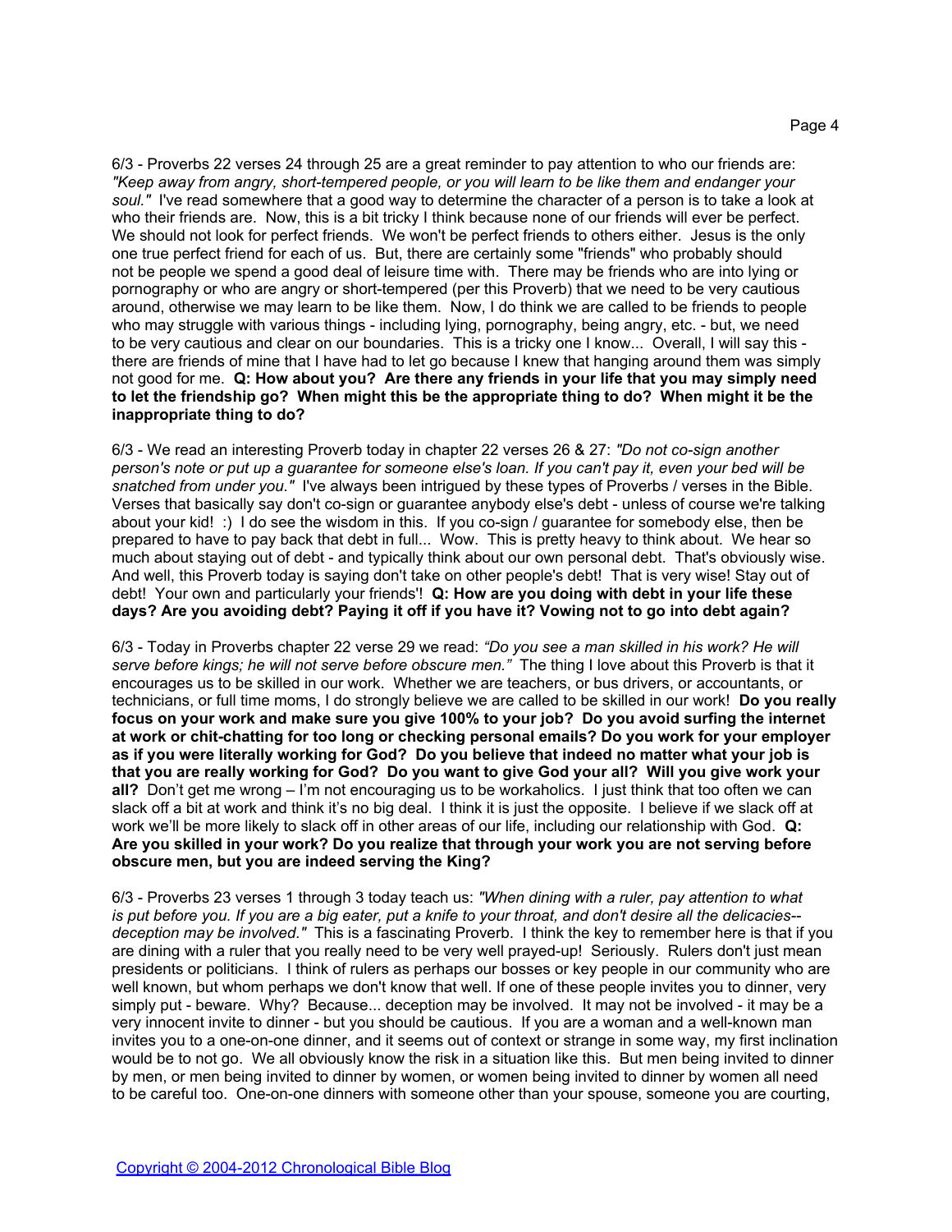6/3 - Proverbs 22 verses 24 through 25 are a great reminder to pay attention to who our friends are: *"Keep away from angry, short-tempered people, or you will learn to be like them and endanger your soul."* I've read somewhere that a good way to determine the character of a person is to take a look at who their friends are. Now, this is a bit tricky I think because none of our friends will ever be perfect. We should not look for perfect friends. We won't be perfect friends to others either. Jesus is the only one true perfect friend for each of us. But, there are certainly some "friends" who probably should not be people we spend a good deal of leisure time with. There may be friends who are into lying or pornography or who are angry or short-tempered (per this Proverb) that we need to be very cautious around, otherwise we may learn to be like them. Now, I do think we are called to be friends to people who may struggle with various things - including lying, pornography, being angry, etc. - but, we need to be very cautious and clear on our boundaries. This is a tricky one I know... Overall, I will say this - there are friends of mine that I have had to let go because I knew that hanging around them was simply not good for me. **Q: How about you? Are there any friends in your life that you may simply need to let the friendship go? When might this be the appropriate thing to do? When might it be the inappropriate thing to do?**

6/3 - We read an interesting Proverb today in chapter 22 verses 26 & 27: *"Do not co-sign another person's note or put up a guarantee for someone else's loan. If you can't pay it, even your bed will be snatched from under you."* I've always been intrigued by these types of Proverbs / verses in the Bible. Verses that basically say don't co-sign or guarantee anybody else's debt - unless of course we're talking about your kid! :) I do see the wisdom in this. If you co-sign / guarantee for somebody else, then be prepared to have to pay back that debt in full... Wow. This is pretty heavy to think about. We hear so much about staying out of debt - and typically think about our own personal debt. That's obviously wise. And well, this Proverb today is saying don't take on other people's debt! That is very wise! Stay out of debt! Your own and particularly your friends'! **Q: How are you doing with debt in your life these days? Are you avoiding debt? Paying it off if you have it? Vowing not to go into debt again?**

6/3 - Today in Proverbs chapter 22 verse 29 we read: *"Do you see a man skilled in his work? He will serve before kings; he will not serve before obscure men."* The thing I love about this Proverb is that it encourages us to be skilled in our work. Whether we are teachers, or bus drivers, or accountants, or technicians, or full time moms, I do strongly believe we are called to be skilled in our work! **Do you really focus on your work and make sure you give 100% to your job? Do you avoid surfing the internet at work or chit-chatting for too long or checking personal emails? Do you work for your employer as if you were literally working for God? Do you believe that indeed no matter what your job is that you are really working for God? Do you want to give God your all? Will you give work your all?** Don't get me wrong – I'm not encouraging us to be workaholics. I just think that too often we can slack off a bit at work and think it's no big deal. I think it is just the opposite. I believe if we slack off at work we'll be more likely to slack off in other areas of our life, including our relationship with God. **Q: Are you skilled in your work? Do you realize that through your work you are not serving before obscure men, but you are indeed serving the King?**

6/3 - Proverbs 23 verses 1 through 3 today teach us: *"When dining with a ruler, pay attention to what is put before you. If you are a big eater, put a knife to your throat, and don't desire all the delicacies--deception may be involved."* This is a fascinating Proverb. I think the key to remember here is that if you are dining with a ruler that you really need to be very well prayed-up! Seriously. Rulers don't just mean presidents or politicians. I think of rulers as perhaps our bosses or key people in our community who are well known, but whom perhaps we don't know that well. If one of these people invites you to dinner, very simply put - beware. Why? Because... deception may be involved. It may not be involved - it may be a very innocent invite to dinner - but you should be cautious. If you are a woman and a well-known man invites you to a one-on-one dinner, and it seems out of context or strange in some way, my first inclination would be to not go. We all obviously know the risk in a situation like this. But men being invited to dinner by men, or men being invited to dinner by women, or women being invited to dinner by women all need to be careful too. One-on-one dinners with someone other than your spouse, someone you are courting,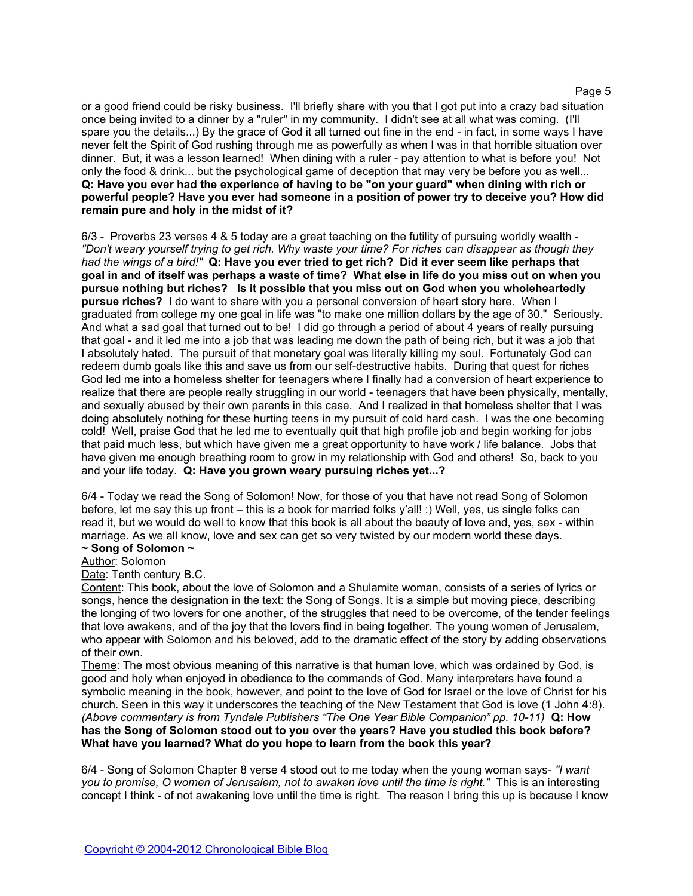or a good friend could be risky business. I'll briefly share with you that I got put into a crazy bad situation once being invited to a dinner by a "ruler" in my community. I didn't see at all what was coming. (I'll spare you the details...) By the grace of God it all turned out fine in the end - in fact, in some ways I have never felt the Spirit of God rushing through me as powerfully as when I was in that horrible situation over dinner. But, it was a lesson learned! When dining with a ruler - pay attention to what is before you! Not only the food & drink... but the psychological game of deception that may very be before you as well... **Q: Have you ever had the experience of having to be "on your guard" when dining with rich or powerful people? Have you ever had someone in a position of power try to deceive you? How did remain pure and holy in the midst of it?**

6/3 - Proverbs 23 verses 4 & 5 today are a great teaching on the futility of pursuing worldly wealth - *"Don't weary yourself trying to get rich. Why waste your time? For riches can disappear as though they had the wings of a bird!"* **Q: Have you ever tried to get rich? Did it ever seem like perhaps that goal in and of itself was perhaps a waste of time? What else in life do you miss out on when you pursue nothing but riches? Is it possible that you miss out on God when you wholeheartedly pursue riches?** I do want to share with you a personal conversion of heart story here. When I graduated from college my one goal in life was "to make one million dollars by the age of 30." Seriously. And what a sad goal that turned out to be! I did go through a period of about 4 years of really pursuing that goal - and it led me into a job that was leading me down the path of being rich, but it was a job that I absolutely hated. The pursuit of that monetary goal was literally killing my soul. Fortunately God can redeem dumb goals like this and save us from our self-destructive habits. During that quest for riches God led me into a homeless shelter for teenagers where I finally had a conversion of heart experience to realize that there are people really struggling in our world - teenagers that have been physically, mentally, and sexually abused by their own parents in this case. And I realized in that homeless shelter that I was doing absolutely nothing for these hurting teens in my pursuit of cold hard cash. I was the one becoming cold! Well, praise God that he led me to eventually quit that high profile job and begin working for jobs that paid much less, but which have given me a great opportunity to have work / life balance. Jobs that have given me enough breathing room to grow in my relationship with God and others! So, back to you and your life today. **Q: Have you grown weary pursuing riches yet...?**

6/4 - Today we read the Song of Solomon! Now, for those of you that have not read Song of Solomon before, let me say this up front – this is a book for married folks y'all! :) Well, yes, us single folks can read it, but we would do well to know that this book is all about the beauty of love and, yes, sex - within marriage. As we all know, love and sex can get so very twisted by our modern world these days.

**~ Song of Solomon ~**

Author: Solomon

Date: Tenth century B.C.

Content: This book, about the love of Solomon and a Shulamite woman, consists of a series of lyrics or songs, hence the designation in the text: the Song of Songs. It is a simple but moving piece, describing the longing of two lovers for one another, of the struggles that need to be overcome, of the tender feelings that love awakens, and of the joy that the lovers find in being together. The young women of Jerusalem, who appear with Solomon and his beloved, add to the dramatic effect of the story by adding observations of their own.

Theme: The most obvious meaning of this narrative is that human love, which was ordained by God, is good and holy when enjoyed in obedience to the commands of God. Many interpreters have found a symbolic meaning in the book, however, and point to the love of God for Israel or the love of Christ for his church. Seen in this way it underscores the teaching of the New Testament that God is love (1 John 4:8). *(Above commentary is from Tyndale Publishers "The One Year Bible Companion" pp. 10-11)* **Q: How has the Song of Solomon stood out to you over the years? Have you studied this book before? What have you learned? What do you hope to learn from the book this year?**

6/4 - Song of Solomon Chapter 8 verse 4 stood out to me today when the young woman says- *"I want you to promise, O women of Jerusalem, not to awaken love until the time is right."* This is an interesting concept I think - of not awakening love until the time is right. The reason I bring this up is because I know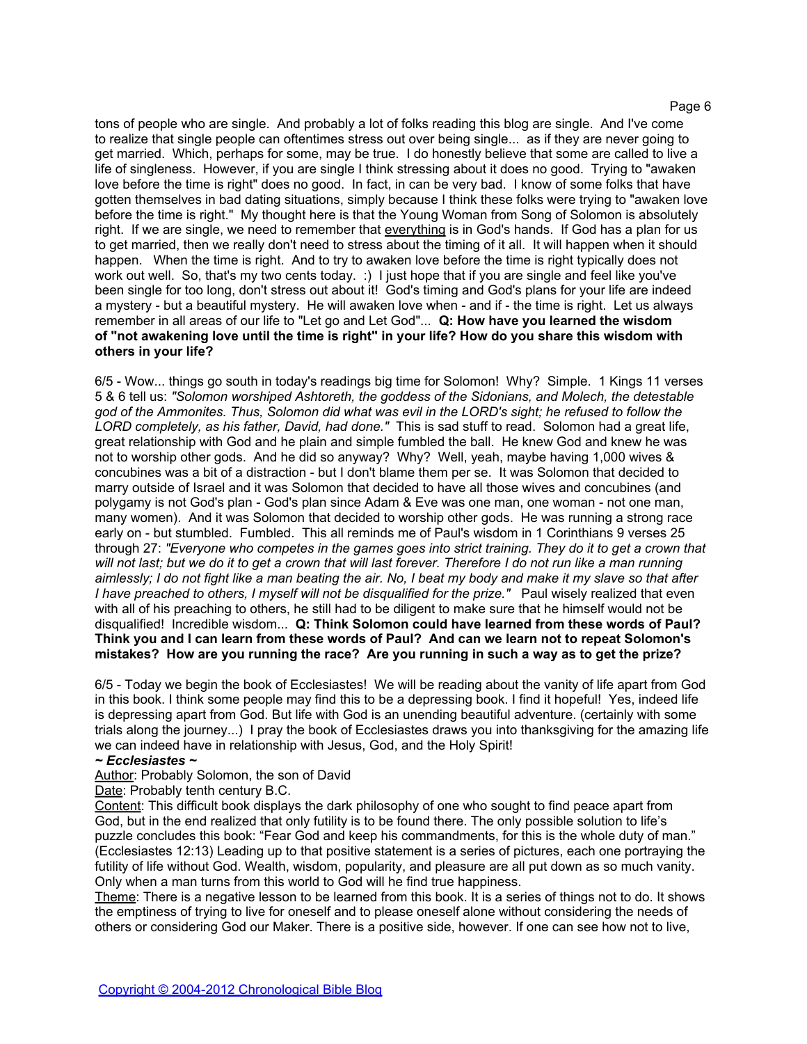tons of people who are single. And probably a lot of folks reading this blog are single. And I've come to realize that single people can oftentimes stress out over being single... as if they are never going to get married. Which, perhaps for some, may be true. I do honestly believe that some are called to live a life of singleness. However, if you are single I think stressing about it does no good. Trying to "awaken love before the time is right" does no good. In fact, in can be very bad. I know of some folks that have gotten themselves in bad dating situations, simply because I think these folks were trying to "awaken love before the time is right." My thought here is that the Young Woman from Song of Solomon is absolutely right. If we are single, we need to remember that everything is in God's hands. If God has a plan for us to get married, then we really don't need to stress about the timing of it all. It will happen when it should happen. When the time is right. And to try to awaken love before the time is right typically does not work out well. So, that's my two cents today. :) I just hope that if you are single and feel like you've been single for too long, don't stress out about it! God's timing and God's plans for your life are indeed a mystery - but a beautiful mystery. He will awaken love when - and if - the time is right. Let us always remember in all areas of our life to "Let go and Let God"... **Q: How have you learned the wisdom of "not awakening love until the time is right" in your life? How do you share this wisdom with others in your life?**

6/5 - Wow... things go south in today's readings big time for Solomon! Why? Simple. 1 Kings 11 verses 5 & 6 tell us: *"Solomon worshiped Ashtoreth, the goddess of the Sidonians, and Molech, the detestable god of the Ammonites. Thus, Solomon did what was evil in the LORD's sight; he refused to follow the LORD completely, as his father, David, had done."* This is sad stuff to read. Solomon had a great life, great relationship with God and he plain and simple fumbled the ball. He knew God and knew he was not to worship other gods. And he did so anyway? Why? Well, yeah, maybe having 1,000 wives & concubines was a bit of a distraction - but I don't blame them per se. It was Solomon that decided to marry outside of Israel and it was Solomon that decided to have all those wives and concubines (and polygamy is not God's plan - God's plan since Adam & Eve was one man, one woman - not one man, many women). And it was Solomon that decided to worship other gods. He was running a strong race early on - but stumbled. Fumbled. This all reminds me of Paul's wisdom in 1 Corinthians 9 verses 25 through 27: *"Everyone who competes in the games goes into strict training. They do it to get a crown that will not last; but we do it to get a crown that will last forever. Therefore I do not run like a man running aimlessly; I do not fight like a man beating the air. No, I beat my body and make it my slave so that after I have preached to others, I myself will not be disqualified for the prize."* Paul wisely realized that even with all of his preaching to others, he still had to be diligent to make sure that he himself would not be disqualified! Incredible wisdom... **Q: Think Solomon could have learned from these words of Paul? Think you and I can learn from these words of Paul? And can we learn not to repeat Solomon's mistakes? How are you running the race? Are you running in such a way as to get the prize?**

6/5 - Today we begin the book of Ecclesiastes! We will be reading about the vanity of life apart from God in this book. I think some people may find this to be a depressing book. I find it hopeful! Yes, indeed life is depressing apart from God. But life with God is an unending beautiful adventure. (certainly with some trials along the journey...) I pray the book of Ecclesiastes draws you into thanksgiving for the amazing life we can indeed have in relationship with Jesus, God, and the Holy Spirit!

***~ Ecclesiastes ~***

Author: Probably Solomon, the son of David

Date: Probably tenth century B.C.

Content: This difficult book displays the dark philosophy of one who sought to find peace apart from God, but in the end realized that only futility is to be found there. The only possible solution to life's puzzle concludes this book: "Fear God and keep his commandments, for this is the whole duty of man." (Ecclesiastes 12:13) Leading up to that positive statement is a series of pictures, each one portraying the futility of life without God. Wealth, wisdom, popularity, and pleasure are all put down as so much vanity. Only when a man turns from this world to God will he find true happiness.

Theme: There is a negative lesson to be learned from this book. It is a series of things not to do. It shows the emptiness of trying to live for oneself and to please oneself alone without considering the needs of others or considering God our Maker. There is a positive side, however. If one can see how not to live,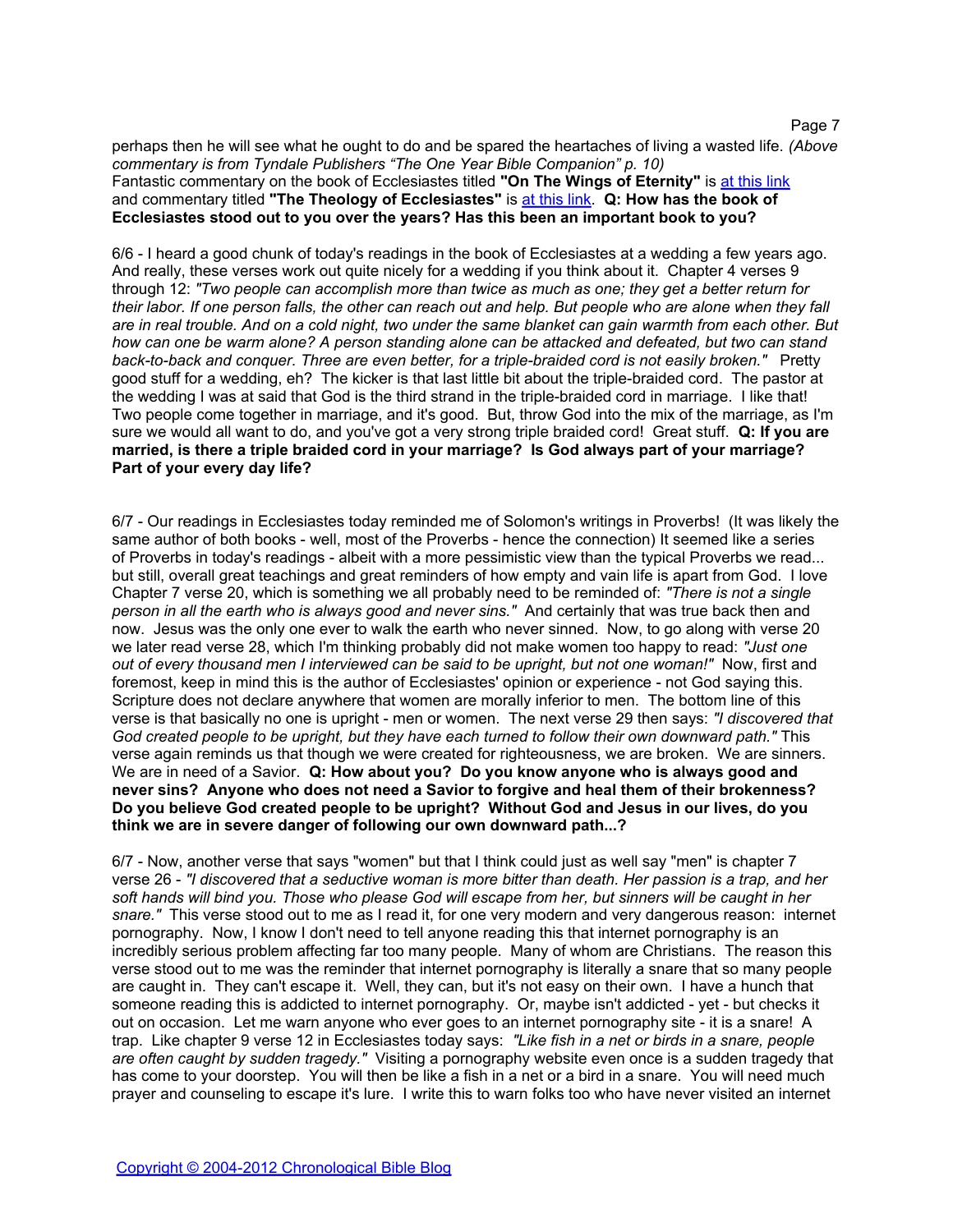perhaps then he will see what he ought to do and be spared the heartaches of living a wasted life. *(Above commentary is from Tyndale Publishers "The One Year Bible Companion" p. 10)*
Fantastic commentary on the book of Ecclesiastes titled **"On The Wings of Eternity"** is at this link and commentary titled **"The Theology of Ecclesiastes"** is at this link. **Q: How has the book of Ecclesiastes stood out to you over the years? Has this been an important book to you?**

6/6 - I heard a good chunk of today's readings in the book of Ecclesiastes at a wedding a few years ago. And really, these verses work out quite nicely for a wedding if you think about it. Chapter 4 verses 9 through 12: *"Two people can accomplish more than twice as much as one; they get a better return for their labor. If one person falls, the other can reach out and help. But people who are alone when they fall are in real trouble. And on a cold night, two under the same blanket can gain warmth from each other. But how can one be warm alone? A person standing alone can be attacked and defeated, but two can stand back-to-back and conquer. Three are even better, for a triple-braided cord is not easily broken."* Pretty good stuff for a wedding, eh? The kicker is that last little bit about the triple-braided cord. The pastor at the wedding I was at said that God is the third strand in the triple-braided cord in marriage. I like that! Two people come together in marriage, and it's good. But, throw God into the mix of the marriage, as I'm sure we would all want to do, and you've got a very strong triple braided cord! Great stuff. **Q: If you are married, is there a triple braided cord in your marriage? Is God always part of your marriage? Part of your every day life?**

6/7 - Our readings in Ecclesiastes today reminded me of Solomon's writings in Proverbs! (It was likely the same author of both books - well, most of the Proverbs - hence the connection) It seemed like a series of Proverbs in today's readings - albeit with a more pessimistic view than the typical Proverbs we read... but still, overall great teachings and great reminders of how empty and vain life is apart from God. I love Chapter 7 verse 20, which is something we all probably need to be reminded of: *"There is not a single person in all the earth who is always good and never sins."* And certainly that was true back then and now. Jesus was the only one ever to walk the earth who never sinned. Now, to go along with verse 20 we later read verse 28, which I'm thinking probably did not make women too happy to read: *"Just one out of every thousand men I interviewed can be said to be upright, but not one woman!"* Now, first and foremost, keep in mind this is the author of Ecclesiastes' opinion or experience - not God saying this. Scripture does not declare anywhere that women are morally inferior to men. The bottom line of this verse is that basically no one is upright - men or women. The next verse 29 then says: *"I discovered that God created people to be upright, but they have each turned to follow their own downward path."* This verse again reminds us that though we were created for righteousness, we are broken. We are sinners. We are in need of a Savior. **Q: How about you? Do you know anyone who is always good and never sins? Anyone who does not need a Savior to forgive and heal them of their brokenness? Do you believe God created people to be upright? Without God and Jesus in our lives, do you think we are in severe danger of following our own downward path...?**

6/7 - Now, another verse that says "women" but that I think could just as well say "men" is chapter 7 verse 26 - *"I discovered that a seductive woman is more bitter than death. Her passion is a trap, and her soft hands will bind you. Those who please God will escape from her, but sinners will be caught in her snare."* This verse stood out to me as I read it, for one very modern and very dangerous reason: internet pornography. Now, I know I don't need to tell anyone reading this that internet pornography is an incredibly serious problem affecting far too many people. Many of whom are Christians. The reason this verse stood out to me was the reminder that internet pornography is literally a snare that so many people are caught in. They can't escape it. Well, they can, but it's not easy on their own. I have a hunch that someone reading this is addicted to internet pornography. Or, maybe isn't addicted - yet - but checks it out on occasion. Let me warn anyone who ever goes to an internet pornography site - it is a snare! A trap. Like chapter 9 verse 12 in Ecclesiastes today says: *"Like fish in a net or birds in a snare, people are often caught by sudden tragedy."* Visiting a pornography website even once is a sudden tragedy that has come to your doorstep. You will then be like a fish in a net or a bird in a snare. You will need much prayer and counseling to escape it's lure. I write this to warn folks too who have never visited an internet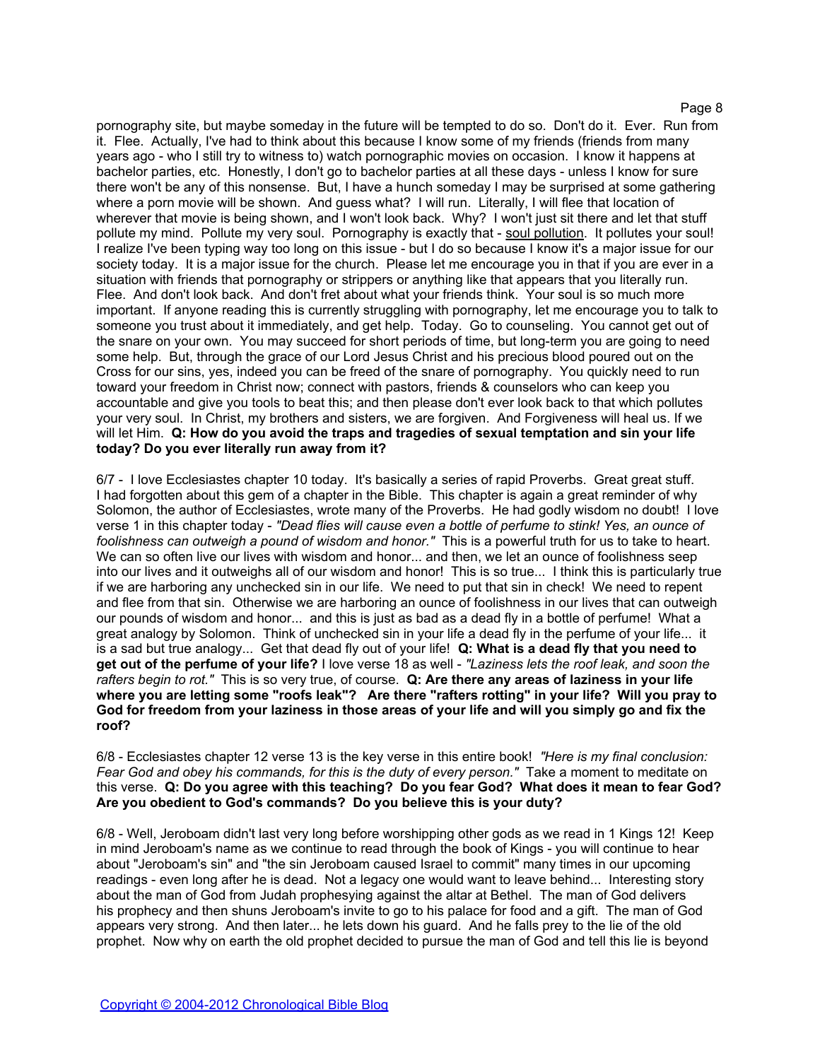pornography site, but maybe someday in the future will be tempted to do so. Don't do it. Ever. Run from it. Flee. Actually, I've had to think about this because I know some of my friends (friends from many years ago - who I still try to witness to) watch pornographic movies on occasion. I know it happens at bachelor parties, etc. Honestly, I don't go to bachelor parties at all these days - unless I know for sure there won't be any of this nonsense. But, I have a hunch someday I may be surprised at some gathering where a porn movie will be shown. And guess what? I will run. Literally, I will flee that location of wherever that movie is being shown, and I won't look back. Why? I won't just sit there and let that stuff pollute my mind. Pollute my very soul. Pornography is exactly that - soul pollution. It pollutes your soul! I realize I've been typing way too long on this issue - but I do so because I know it's a major issue for our society today. It is a major issue for the church. Please let me encourage you in that if you are ever in a situation with friends that pornography or strippers or anything like that appears that you literally run. Flee. And don't look back. And don't fret about what your friends think. Your soul is so much more important. If anyone reading this is currently struggling with pornography, let me encourage you to talk to someone you trust about it immediately, and get help. Today. Go to counseling. You cannot get out of the snare on your own. You may succeed for short periods of time, but long-term you are going to need some help. But, through the grace of our Lord Jesus Christ and his precious blood poured out on the Cross for our sins, yes, indeed you can be freed of the snare of pornography. You quickly need to run toward your freedom in Christ now; connect with pastors, friends & counselors who can keep you accountable and give you tools to beat this; and then please don't ever look back to that which pollutes your very soul. In Christ, my brothers and sisters, we are forgiven. And Forgiveness will heal us. If we will let Him. **Q: How do you avoid the traps and tragedies of sexual temptation and sin your life today? Do you ever literally run away from it?**

6/7 - I love Ecclesiastes chapter 10 today. It's basically a series of rapid Proverbs. Great great stuff. I had forgotten about this gem of a chapter in the Bible. This chapter is again a great reminder of why Solomon, the author of Ecclesiastes, wrote many of the Proverbs. He had godly wisdom no doubt! I love verse 1 in this chapter today - *"Dead flies will cause even a bottle of perfume to stink! Yes, an ounce of foolishness can outweigh a pound of wisdom and honor."* This is a powerful truth for us to take to heart. We can so often live our lives with wisdom and honor... and then, we let an ounce of foolishness seep into our lives and it outweighs all of our wisdom and honor! This is so true... I think this is particularly true if we are harboring any unchecked sin in our life. We need to put that sin in check! We need to repent and flee from that sin. Otherwise we are harboring an ounce of foolishness in our lives that can outweigh our pounds of wisdom and honor... and this is just as bad as a dead fly in a bottle of perfume! What a great analogy by Solomon. Think of unchecked sin in your life a dead fly in the perfume of your life... it is a sad but true analogy... Get that dead fly out of your life! **Q: What is a dead fly that you need to get out of the perfume of your life?** I love verse 18 as well - *"Laziness lets the roof leak, and soon the rafters begin to rot."* This is so very true, of course. **Q: Are there any areas of laziness in your life where you are letting some "roofs leak"? Are there "rafters rotting" in your life? Will you pray to God for freedom from your laziness in those areas of your life and will you simply go and fix the roof?**

6/8 - Ecclesiastes chapter 12 verse 13 is the key verse in this entire book! *"Here is my final conclusion: Fear God and obey his commands, for this is the duty of every person."* Take a moment to meditate on this verse. **Q: Do you agree with this teaching? Do you fear God? What does it mean to fear God? Are you obedient to God's commands? Do you believe this is your duty?**

6/8 - Well, Jeroboam didn't last very long before worshipping other gods as we read in 1 Kings 12! Keep in mind Jeroboam's name as we continue to read through the book of Kings - you will continue to hear about "Jeroboam's sin" and "the sin Jeroboam caused Israel to commit" many times in our upcoming readings - even long after he is dead. Not a legacy one would want to leave behind... Interesting story about the man of God from Judah prophesying against the altar at Bethel. The man of God delivers his prophecy and then shuns Jeroboam's invite to go to his palace for food and a gift. The man of God appears very strong. And then later... he lets down his guard. And he falls prey to the lie of the old prophet. Now why on earth the old prophet decided to pursue the man of God and tell this lie is beyond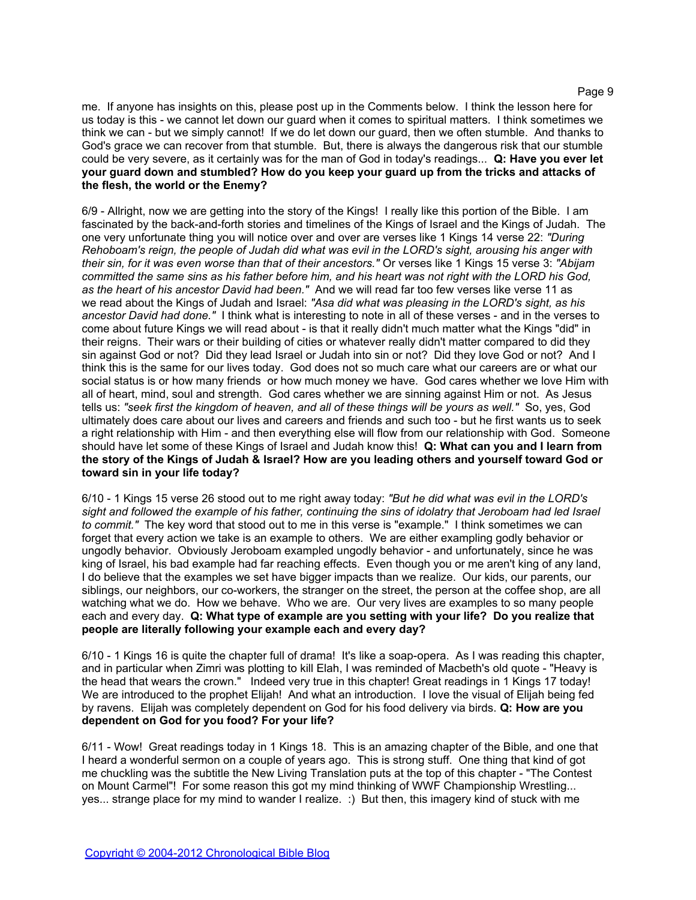me. If anyone has insights on this, please post up in the Comments below. I think the lesson here for us today is this - we cannot let down our guard when it comes to spiritual matters. I think sometimes we think we can - but we simply cannot! If we do let down our guard, then we often stumble. And thanks to God's grace we can recover from that stumble. But, there is always the dangerous risk that our stumble could be very severe, as it certainly was for the man of God in today's readings... **Q: Have you ever let your guard down and stumbled? How do you keep your guard up from the tricks and attacks of the flesh, the world or the Enemy?**

6/9 - Allright, now we are getting into the story of the Kings! I really like this portion of the Bible. I am fascinated by the back-and-forth stories and timelines of the Kings of Israel and the Kings of Judah. The one very unfortunate thing you will notice over and over are verses like 1 Kings 14 verse 22: *"During Rehoboam's reign, the people of Judah did what was evil in the LORD's sight, arousing his anger with their sin, for it was even worse than that of their ancestors."* Or verses like 1 Kings 15 verse 3: *"Abijam committed the same sins as his father before him, and his heart was not right with the LORD his God, as the heart of his ancestor David had been."* And we will read far too few verses like verse 11 as we read about the Kings of Judah and Israel: *"Asa did what was pleasing in the LORD's sight, as his ancestor David had done."* I think what is interesting to note in all of these verses - and in the verses to come about future Kings we will read about - is that it really didn't much matter what the Kings "did" in their reigns. Their wars or their building of cities or whatever really didn't matter compared to did they sin against God or not? Did they lead Israel or Judah into sin or not? Did they love God or not? And I think this is the same for our lives today. God does not so much care what our careers are or what our social status is or how many friends or how much money we have. God cares whether we love Him with all of heart, mind, soul and strength. God cares whether we are sinning against Him or not. As Jesus tells us: *"seek first the kingdom of heaven, and all of these things will be yours as well."* So, yes, God ultimately does care about our lives and careers and friends and such too - but he first wants us to seek a right relationship with Him - and then everything else will flow from our relationship with God. Someone should have let some of these Kings of Israel and Judah know this! **Q: What can you and I learn from the story of the Kings of Judah & Israel? How are you leading others and yourself toward God or toward sin in your life today?**

6/10 - 1 Kings 15 verse 26 stood out to me right away today: *"But he did what was evil in the LORD's sight and followed the example of his father, continuing the sins of idolatry that Jeroboam had led Israel to commit."* The key word that stood out to me in this verse is "example." I think sometimes we can forget that every action we take is an example to others. We are either exampling godly behavior or ungodly behavior. Obviously Jeroboam exampled ungodly behavior - and unfortunately, since he was king of Israel, his bad example had far reaching effects. Even though you or me aren't king of any land, I do believe that the examples we set have bigger impacts than we realize. Our kids, our parents, our siblings, our neighbors, our co-workers, the stranger on the street, the person at the coffee shop, are all watching what we do. How we behave. Who we are. Our very lives are examples to so many people each and every day. **Q: What type of example are you setting with your life? Do you realize that people are literally following your example each and every day?**

6/10 - 1 Kings 16 is quite the chapter full of drama! It's like a soap-opera. As I was reading this chapter, and in particular when Zimri was plotting to kill Elah, I was reminded of Macbeth's old quote - "Heavy is the head that wears the crown." Indeed very true in this chapter! Great readings in 1 Kings 17 today! We are introduced to the prophet Elijah! And what an introduction. I love the visual of Elijah being fed by ravens. Elijah was completely dependent on God for his food delivery via birds. **Q: How are you dependent on God for you food? For your life?**

6/11 - Wow! Great readings today in 1 Kings 18. This is an amazing chapter of the Bible, and one that I heard a wonderful sermon on a couple of years ago. This is strong stuff. One thing that kind of got me chuckling was the subtitle the New Living Translation puts at the top of this chapter - "The Contest on Mount Carmel"! For some reason this got my mind thinking of WWF Championship Wrestling... yes... strange place for my mind to wander I realize. :) But then, this imagery kind of stuck with me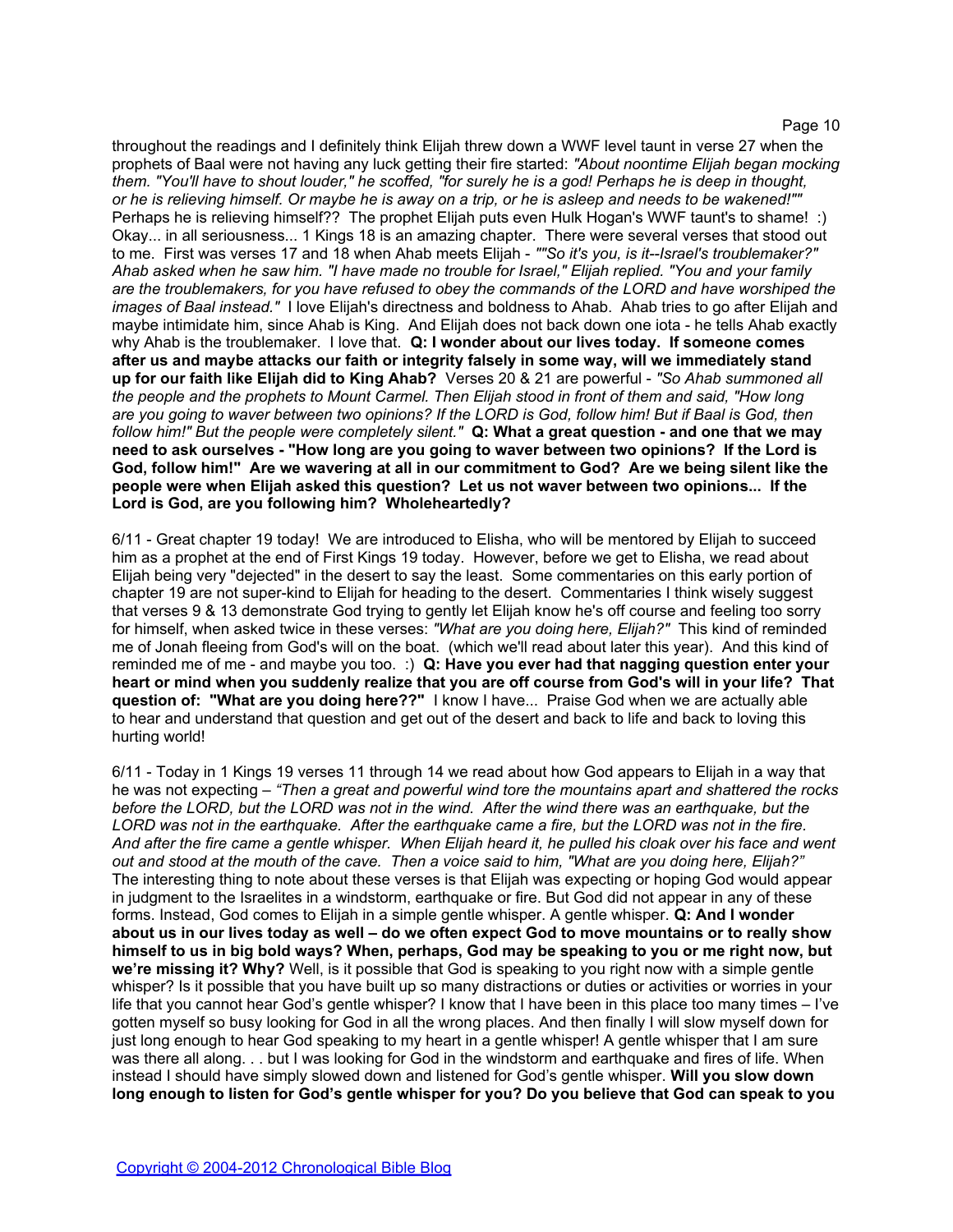throughout the readings and I definitely think Elijah threw down a WWF level taunt in verse 27 when the prophets of Baal were not having any luck getting their fire started: *"About noontime Elijah began mocking them. "You'll have to shout louder," he scoffed, "for surely he is a god! Perhaps he is deep in thought, or he is relieving himself. Or maybe he is away on a trip, or he is asleep and needs to be wakened!""* Perhaps he is relieving himself?? The prophet Elijah puts even Hulk Hogan's WWF taunt's to shame! :) Okay... in all seriousness... 1 Kings 18 is an amazing chapter. There were several verses that stood out to me. First was verses 17 and 18 when Ahab meets Elijah - *""So it's you, is it--Israel's troublemaker?" Ahab asked when he saw him. "I have made no trouble for Israel," Elijah replied. "You and your family are the troublemakers, for you have refused to obey the commands of the LORD and have worshiped the images of Baal instead."* I love Elijah's directness and boldness to Ahab. Ahab tries to go after Elijah and maybe intimidate him, since Ahab is King. And Elijah does not back down one iota - he tells Ahab exactly why Ahab is the troublemaker. I love that. **Q: I wonder about our lives today. If someone comes after us and maybe attacks our faith or integrity falsely in some way, will we immediately stand up for our faith like Elijah did to King Ahab?** Verses 20 & 21 are powerful - *"So Ahab summoned all the people and the prophets to Mount Carmel. Then Elijah stood in front of them and said, "How long are you going to waver between two opinions? If the LORD is God, follow him! But if Baal is God, then follow him!" But the people were completely silent."* **Q: What a great question - and one that we may need to ask ourselves - "How long are you going to waver between two opinions? If the Lord is God, follow him!" Are we wavering at all in our commitment to God? Are we being silent like the people were when Elijah asked this question? Let us not waver between two opinions... If the Lord is God, are you following him? Wholeheartedly?**

6/11 - Great chapter 19 today! We are introduced to Elisha, who will be mentored by Elijah to succeed him as a prophet at the end of First Kings 19 today. However, before we get to Elisha, we read about Elijah being very "dejected" in the desert to say the least. Some commentaries on this early portion of chapter 19 are not super-kind to Elijah for heading to the desert. Commentaries I think wisely suggest that verses 9 & 13 demonstrate God trying to gently let Elijah know he's off course and feeling too sorry for himself, when asked twice in these verses: *"What are you doing here, Elijah?"* This kind of reminded me of Jonah fleeing from God's will on the boat. (which we'll read about later this year). And this kind of reminded me of me - and maybe you too. :) **Q: Have you ever had that nagging question enter your heart or mind when you suddenly realize that you are off course from God's will in your life? That question of: "What are you doing here??"** I know I have... Praise God when we are actually able to hear and understand that question and get out of the desert and back to life and back to loving this hurting world!

6/11 - Today in 1 Kings 19 verses 11 through 14 we read about how God appears to Elijah in a way that he was not expecting – *"Then a great and powerful wind tore the mountains apart and shattered the rocks before the LORD, but the LORD was not in the wind. After the wind there was an earthquake, but the LORD was not in the earthquake. After the earthquake came a fire, but the LORD was not in the fire. And after the fire came a gentle whisper. When Elijah heard it, he pulled his cloak over his face and went out and stood at the mouth of the cave. Then a voice said to him, "What are you doing here, Elijah?"* The interesting thing to note about these verses is that Elijah was expecting or hoping God would appear in judgment to the Israelites in a windstorm, earthquake or fire. But God did not appear in any of these forms. Instead, God comes to Elijah in a simple gentle whisper. A gentle whisper. **Q: And I wonder about us in our lives today as well – do we often expect God to move mountains or to really show himself to us in big bold ways? When, perhaps, God may be speaking to you or me right now, but we're missing it? Why?** Well, is it possible that God is speaking to you right now with a simple gentle whisper? Is it possible that you have built up so many distractions or duties or activities or worries in your life that you cannot hear God's gentle whisper? I know that I have been in this place too many times – I've gotten myself so busy looking for God in all the wrong places. And then finally I will slow myself down for just long enough to hear God speaking to my heart in a gentle whisper! A gentle whisper that I am sure was there all along. . . but I was looking for God in the windstorm and earthquake and fires of life. When instead I should have simply slowed down and listened for God's gentle whisper. **Will you slow down long enough to listen for God's gentle whisper for you? Do you believe that God can speak to you**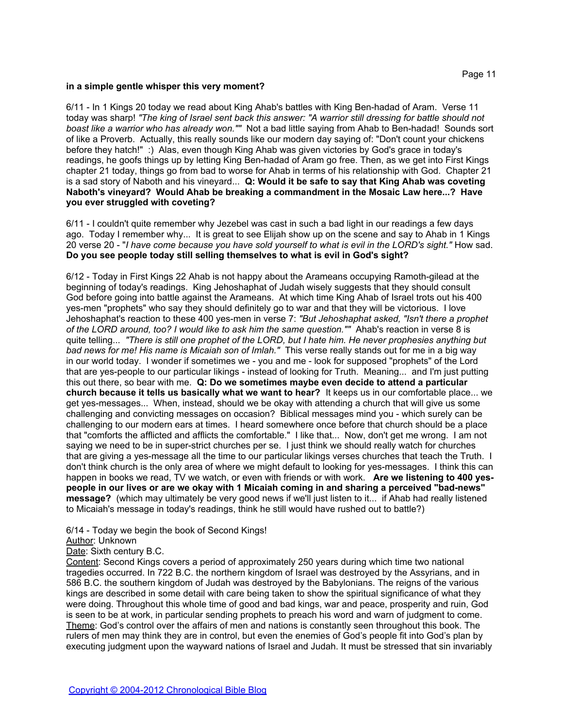**in a simple gentle whisper this very moment?**

6/11 - In 1 Kings 20 today we read about King Ahab's battles with King Ben-hadad of Aram. Verse 11 today was sharp! *"The king of Israel sent back this answer: "A warrior still dressing for battle should not boast like a warrior who has already won.""* Not a bad little saying from Ahab to Ben-hadad! Sounds sort of like a Proverb. Actually, this really sounds like our modern day saying of: "Don't count your chickens before they hatch!" :) Alas, even though King Ahab was given victories by God's grace in today's readings, he goofs things up by letting King Ben-hadad of Aram go free. Then, as we get into First Kings chapter 21 today, things go from bad to worse for Ahab in terms of his relationship with God. Chapter 21 is a sad story of Naboth and his vineyard... **Q: Would it be safe to say that King Ahab was coveting Naboth's vineyard? Would Ahab be breaking a commandment in the Mosaic Law here...? Have you ever struggled with coveting?**

6/11 - I couldn't quite remember why Jezebel was cast in such a bad light in our readings a few days ago. Today I remember why... It is great to see Elijah show up on the scene and say to Ahab in 1 Kings 20 verse 20 - "*I have come because you have sold yourself to what is evil in the LORD's sight."* How sad. **Do you see people today still selling themselves to what is evil in God's sight?**

6/12 - Today in First Kings 22 Ahab is not happy about the Arameans occupying Ramoth-gilead at the beginning of today's readings. King Jehoshaphat of Judah wisely suggests that they should consult God before going into battle against the Arameans. At which time King Ahab of Israel trots out his 400 yes-men "prophets" who say they should definitely go to war and that they will be victorious. I love Jehoshaphat's reaction to these 400 yes-men in verse 7: *"But Jehoshaphat asked, "Isn't there a prophet of the LORD around, too? I would like to ask him the same question.""* Ahab's reaction in verse 8 is quite telling... *"There is still one prophet of the LORD, but I hate him. He never prophesies anything but bad news for me! His name is Micaiah son of Imlah."* This verse really stands out for me in a big way in our world today. I wonder if sometimes we - you and me - look for supposed "prophets" of the Lord that are yes-people to our particular likings - instead of looking for Truth. Meaning... and I'm just putting this out there, so bear with me. **Q: Do we sometimes maybe even decide to attend a particular church because it tells us basically what we want to hear?** It keeps us in our comfortable place... we get yes-messages... When, instead, should we be okay with attending a church that will give us some challenging and convicting messages on occasion? Biblical messages mind you - which surely can be challenging to our modern ears at times. I heard somewhere once before that church should be a place that "comforts the afflicted and afflicts the comfortable." I like that... Now, don't get me wrong. I am not saying we need to be in super-strict churches per se. I just think we should really watch for churches that are giving a yes-message all the time to our particular likings verses churches that teach the Truth. I don't think church is the only area of where we might default to looking for yes-messages. I think this can happen in books we read, TV we watch, or even with friends or with work. **Are we listening to 400 yes-people in our lives or are we okay with 1 Micaiah coming in and sharing a perceived "bad-news" message?** (which may ultimately be very good news if we'll just listen to it... if Ahab had really listened to Micaiah's message in today's readings, think he still would have rushed out to battle?)

6/14 - Today we begin the book of Second Kings!
Author: Unknown
Date: Sixth century B.C.
Content: Second Kings covers a period of approximately 250 years during which time two national tragedies occurred. In 722 B.C. the northern kingdom of Israel was destroyed by the Assyrians, and in 586 B.C. the southern kingdom of Judah was destroyed by the Babylonians. The reigns of the various kings are described in some detail with care being taken to show the spiritual significance of what they were doing. Throughout this whole time of good and bad kings, war and peace, prosperity and ruin, God is seen to be at work, in particular sending prophets to preach his word and warn of judgment to come.
Theme: God's control over the affairs of men and nations is constantly seen throughout this book. The rulers of men may think they are in control, but even the enemies of God's people fit into God's plan by executing judgment upon the wayward nations of Israel and Judah. It must be stressed that sin invariably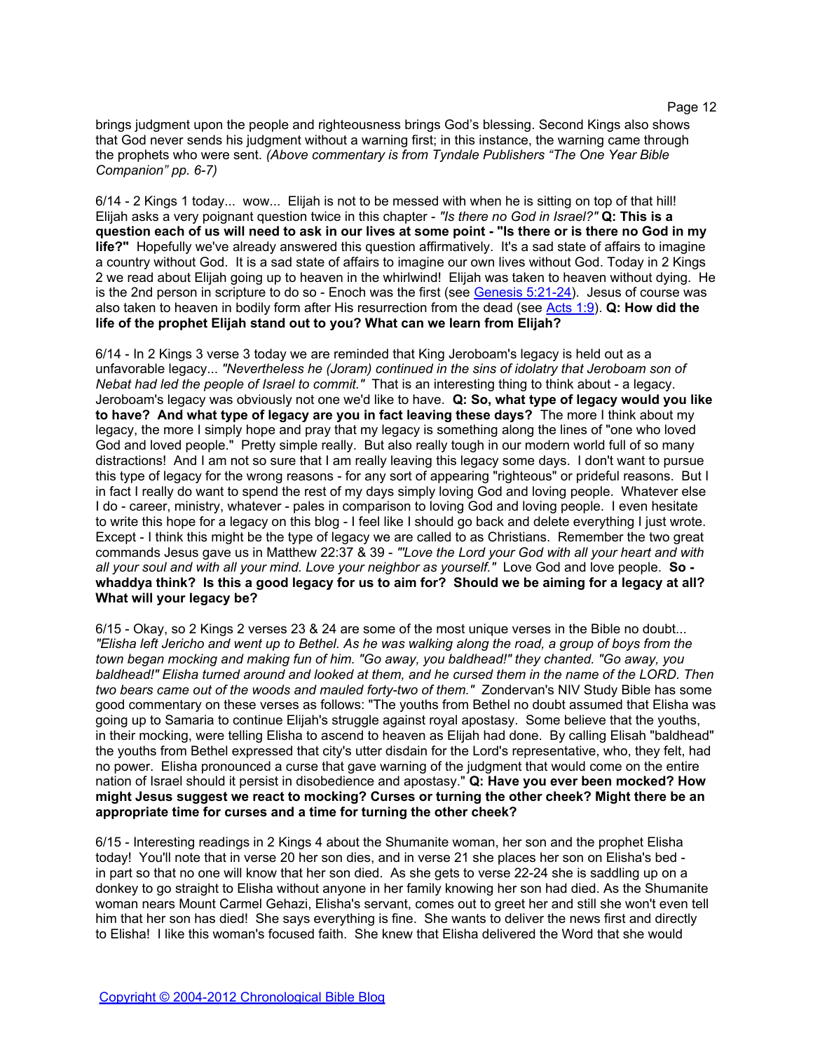brings judgment upon the people and righteousness brings God's blessing. Second Kings also shows that God never sends his judgment without a warning first; in this instance, the warning came through the prophets who were sent. *(Above commentary is from Tyndale Publishers "The One Year Bible Companion" pp. 6-7)*

6/14 - 2 Kings 1 today... wow... Elijah is not to be messed with when he is sitting on top of that hill! Elijah asks a very poignant question twice in this chapter - *"Is there no God in Israel?"* **Q: This is a question each of us will need to ask in our lives at some point - "Is there or is there no God in my life?"** Hopefully we've already answered this question affirmatively. It's a sad state of affairs to imagine a country without God. It is a sad state of affairs to imagine our own lives without God. Today in 2 Kings 2 we read about Elijah going up to heaven in the whirlwind! Elijah was taken to heaven without dying. He is the 2nd person in scripture to do so - Enoch was the first (see [Genesis 5:21-24](Genesis 5:21-24)). Jesus of course was also taken to heaven in bodily form after His resurrection from the dead (see [Acts 1:9](Acts 1:9)). **Q: How did the life of the prophet Elijah stand out to you? What can we learn from Elijah?**

6/14 - In 2 Kings 3 verse 3 today we are reminded that King Jeroboam's legacy is held out as a unfavorable legacy... *"Nevertheless he (Joram) continued in the sins of idolatry that Jeroboam son of Nebat had led the people of Israel to commit."* That is an interesting thing to think about - a legacy. Jeroboam's legacy was obviously not one we'd like to have. **Q: So, what type of legacy would you like to have? And what type of legacy are you in fact leaving these days?** The more I think about my legacy, the more I simply hope and pray that my legacy is something along the lines of "one who loved God and loved people." Pretty simple really. But also really tough in our modern world full of so many distractions! And I am not so sure that I am really leaving this legacy some days. I don't want to pursue this type of legacy for the wrong reasons - for any sort of appearing "righteous" or prideful reasons. But I in fact I really do want to spend the rest of my days simply loving God and loving people. Whatever else I do - career, ministry, whatever - pales in comparison to loving God and loving people. I even hesitate to write this hope for a legacy on this blog - I feel like I should go back and delete everything I just wrote. Except - I think this might be the type of legacy we are called to as Christians. Remember the two great commands Jesus gave us in Matthew 22:37 & 39 - *"'Love the Lord your God with all your heart and with all your soul and with all your mind. Love your neighbor as yourself."* Love God and love people. **So - whaddya think? Is this a good legacy for us to aim for? Should we be aiming for a legacy at all? What will your legacy be?**

6/15 - Okay, so 2 Kings 2 verses 23 & 24 are some of the most unique verses in the Bible no doubt... *"Elisha left Jericho and went up to Bethel. As he was walking along the road, a group of boys from the town began mocking and making fun of him. "Go away, you baldhead!" they chanted. "Go away, you baldhead!" Elisha turned around and looked at them, and he cursed them in the name of the LORD. Then two bears came out of the woods and mauled forty-two of them."* Zondervan's NIV Study Bible has some good commentary on these verses as follows: "The youths from Bethel no doubt assumed that Elisha was going up to Samaria to continue Elijah's struggle against royal apostasy. Some believe that the youths, in their mocking, were telling Elisha to ascend to heaven as Elijah had done. By calling Elisah "baldhead" the youths from Bethel expressed that city's utter disdain for the Lord's representative, who, they felt, had no power. Elisha pronounced a curse that gave warning of the judgment that would come on the entire nation of Israel should it persist in disobedience and apostasy." **Q: Have you ever been mocked? How might Jesus suggest we react to mocking? Curses or turning the other cheek? Might there be an appropriate time for curses and a time for turning the other cheek?**

6/15 - Interesting readings in 2 Kings 4 about the Shumanite woman, her son and the prophet Elisha today! You'll note that in verse 20 her son dies, and in verse 21 she places her son on Elisha's bed - in part so that no one will know that her son died. As she gets to verse 22-24 she is saddling up on a donkey to go straight to Elisha without anyone in her family knowing her son had died. As the Shumanite woman nears Mount Carmel Gehazi, Elisha's servant, comes out to greet her and still she won't even tell him that her son has died! She says everything is fine. She wants to deliver the news first and directly to Elisha! I like this woman's focused faith. She knew that Elisha delivered the Word that she would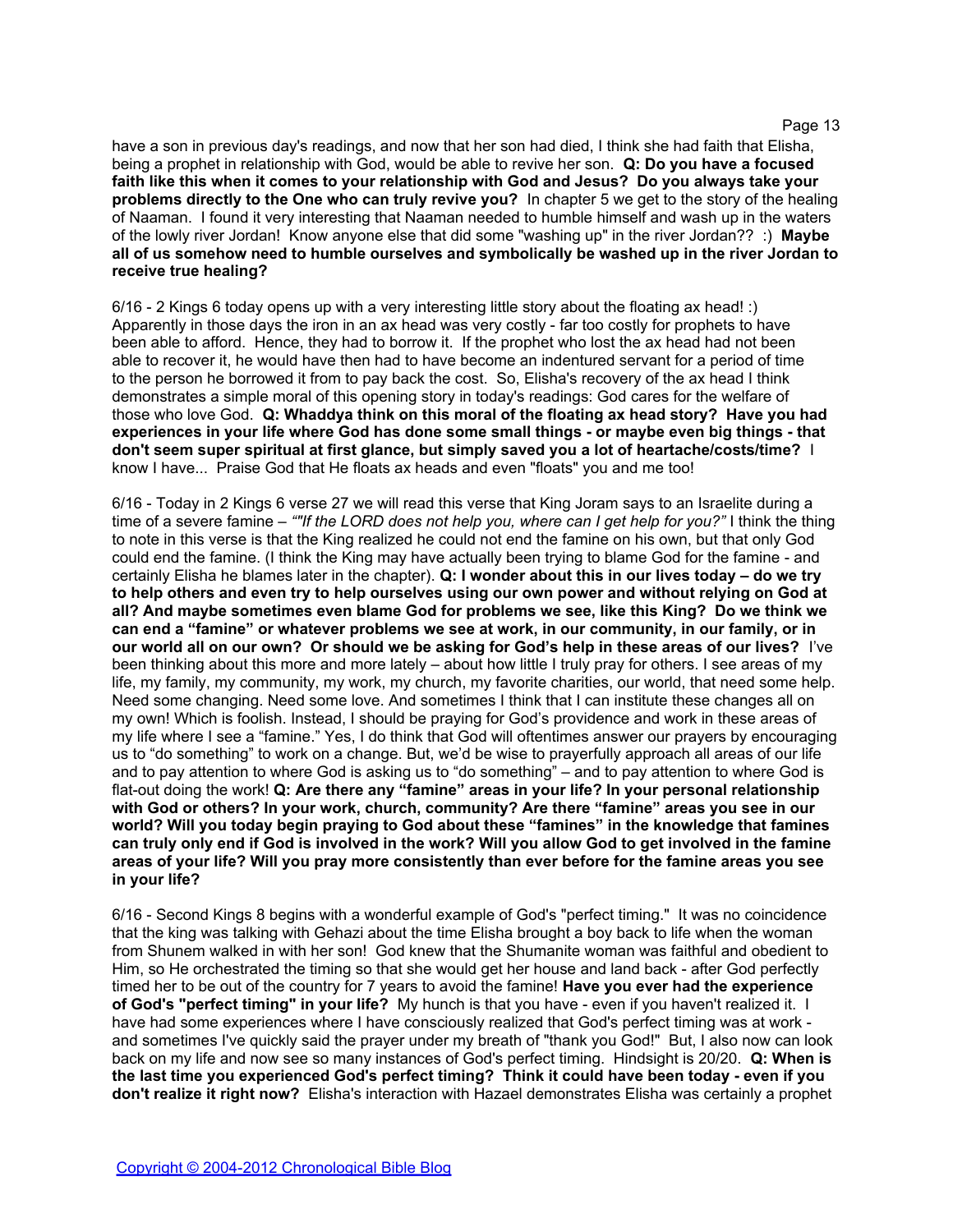have a son in previous day's readings, and now that her son had died, I think she had faith that Elisha, being a prophet in relationship with God, would be able to revive her son. **Q: Do you have a focused faith like this when it comes to your relationship with God and Jesus? Do you always take your problems directly to the One who can truly revive you?** In chapter 5 we get to the story of the healing of Naaman. I found it very interesting that Naaman needed to humble himself and wash up in the waters of the lowly river Jordan! Know anyone else that did some "washing up" in the river Jordan?? :) **Maybe all of us somehow need to humble ourselves and symbolically be washed up in the river Jordan to receive true healing?**

6/16 - 2 Kings 6 today opens up with a very interesting little story about the floating ax head! :) Apparently in those days the iron in an ax head was very costly - far too costly for prophets to have been able to afford. Hence, they had to borrow it. If the prophet who lost the ax head had not been able to recover it, he would have then had to have become an indentured servant for a period of time to the person he borrowed it from to pay back the cost. So, Elisha's recovery of the ax head I think demonstrates a simple moral of this opening story in today's readings: God cares for the welfare of those who love God. **Q: Whaddya think on this moral of the floating ax head story? Have you had experiences in your life where God has done some small things - or maybe even big things - that don't seem super spiritual at first glance, but simply saved you a lot of heartache/costs/time?** I know I have... Praise God that He floats ax heads and even "floats" you and me too!

6/16 - Today in 2 Kings 6 verse 27 we will read this verse that King Joram says to an Israelite during a time of a severe famine – *""If the LORD does not help you, where can I get help for you?"* I think the thing to note in this verse is that the King realized he could not end the famine on his own, but that only God could end the famine. (I think the King may have actually been trying to blame God for the famine - and certainly Elisha he blames later in the chapter). **Q: I wonder about this in our lives today – do we try to help others and even try to help ourselves using our own power and without relying on God at all? And maybe sometimes even blame God for problems we see, like this King? Do we think we can end a "famine" or whatever problems we see at work, in our community, in our family, or in our world all on our own? Or should we be asking for God's help in these areas of our lives?** I've been thinking about this more and more lately – about how little I truly pray for others. I see areas of my life, my family, my community, my work, my church, my favorite charities, our world, that need some help. Need some changing. Need some love. And sometimes I think that I can institute these changes all on my own! Which is foolish. Instead, I should be praying for God's providence and work in these areas of my life where I see a "famine." Yes, I do think that God will oftentimes answer our prayers by encouraging us to "do something" to work on a change. But, we'd be wise to prayerfully approach all areas of our life and to pay attention to where God is asking us to "do something" – and to pay attention to where God is flat-out doing the work! **Q: Are there any "famine" areas in your life? In your personal relationship with God or others? In your work, church, community? Are there "famine" areas you see in our world? Will you today begin praying to God about these "famines" in the knowledge that famines can truly only end if God is involved in the work? Will you allow God to get involved in the famine areas of your life? Will you pray more consistently than ever before for the famine areas you see in your life?**

6/16 - Second Kings 8 begins with a wonderful example of God's "perfect timing." It was no coincidence that the king was talking with Gehazi about the time Elisha brought a boy back to life when the woman from Shunem walked in with her son! God knew that the Shumanite woman was faithful and obedient to Him, so He orchestrated the timing so that she would get her house and land back - after God perfectly timed her to be out of the country for 7 years to avoid the famine! **Have you ever had the experience of God's "perfect timing" in your life?** My hunch is that you have - even if you haven't realized it. I have had some experiences where I have consciously realized that God's perfect timing was at work - and sometimes I've quickly said the prayer under my breath of "thank you God!" But, I also now can look back on my life and now see so many instances of God's perfect timing. Hindsight is 20/20. **Q: When is the last time you experienced God's perfect timing? Think it could have been today - even if you don't realize it right now?** Elisha's interaction with Hazael demonstrates Elisha was certainly a prophet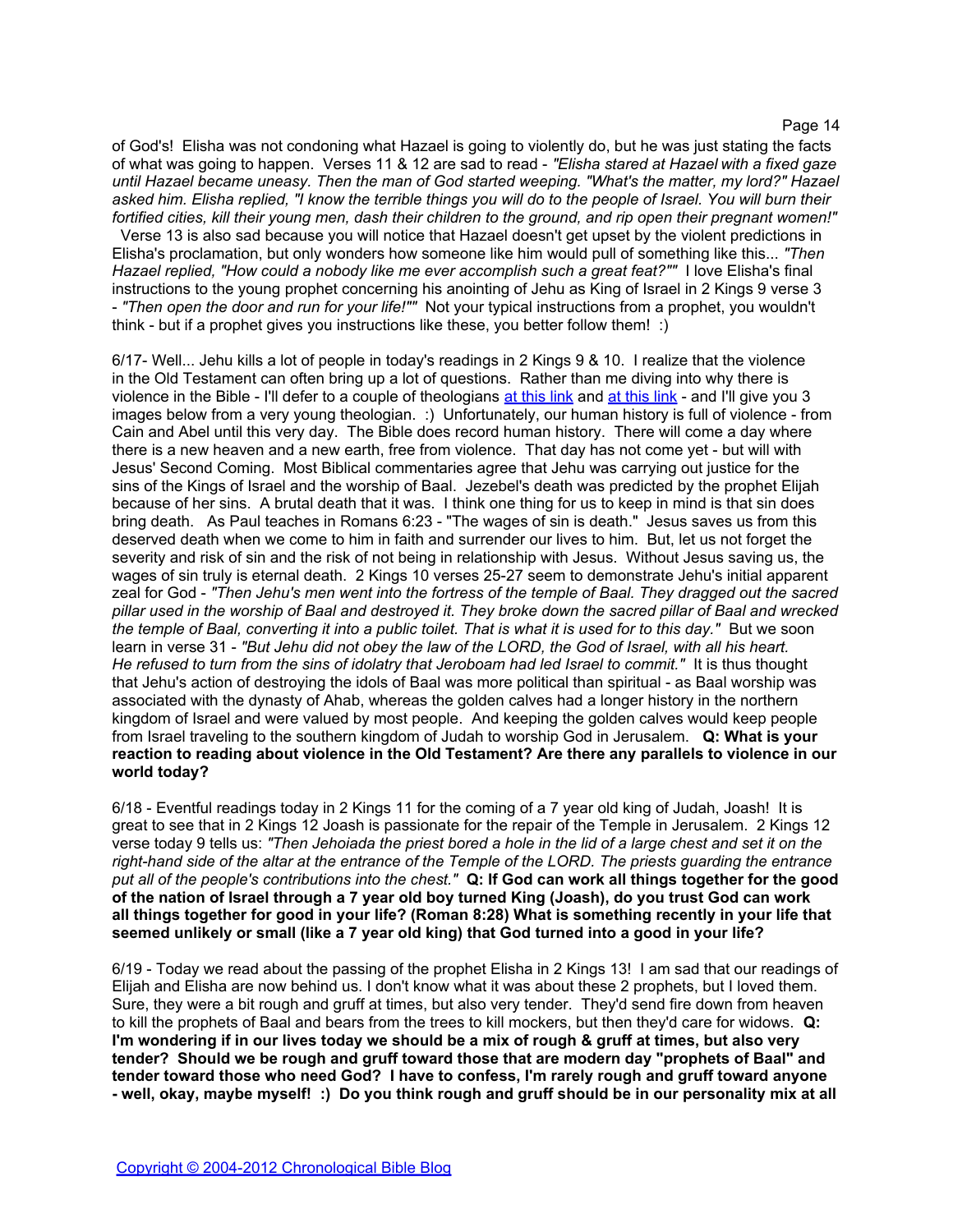of God's! Elisha was not condoning what Hazael is going to violently do, but he was just stating the facts of what was going to happen. Verses 11 & 12 are sad to read - *"Elisha stared at Hazael with a fixed gaze until Hazael became uneasy. Then the man of God started weeping. "What's the matter, my lord?" Hazael asked him. Elisha replied, "I know the terrible things you will do to the people of Israel. You will burn their fortified cities, kill their young men, dash their children to the ground, and rip open their pregnant women!"* Verse 13 is also sad because you will notice that Hazael doesn't get upset by the violent predictions in Elisha's proclamation, but only wonders how someone like him would pull of something like this... *"Then Hazael replied, "How could a nobody like me ever accomplish such a great feat?""* I love Elisha's final instructions to the young prophet concerning his anointing of Jehu as King of Israel in 2 Kings 9 verse 3 - *"Then open the door and run for your life!""* Not your typical instructions from a prophet, you wouldn't think - but if a prophet gives you instructions like these, you better follow them! :)

6/17- Well... Jehu kills a lot of people in today's readings in 2 Kings 9 & 10. I realize that the violence in the Old Testament can often bring up a lot of questions. Rather than me diving into why there is violence in the Bible - I'll defer to a couple of theologians at this link and at this link - and I'll give you 3 images below from a very young theologian. :) Unfortunately, our human history is full of violence - from Cain and Abel until this very day. The Bible does record human history. There will come a day where there is a new heaven and a new earth, free from violence. That day has not come yet - but will with Jesus' Second Coming. Most Biblical commentaries agree that Jehu was carrying out justice for the sins of the Kings of Israel and the worship of Baal. Jezebel's death was predicted by the prophet Elijah because of her sins. A brutal death that it was. I think one thing for us to keep in mind is that sin does bring death. As Paul teaches in Romans 6:23 - "The wages of sin is death." Jesus saves us from this deserved death when we come to him in faith and surrender our lives to him. But, let us not forget the severity and risk of sin and the risk of not being in relationship with Jesus. Without Jesus saving us, the wages of sin truly is eternal death. 2 Kings 10 verses 25-27 seem to demonstrate Jehu's initial apparent zeal for God - *"Then Jehu's men went into the fortress of the temple of Baal. They dragged out the sacred pillar used in the worship of Baal and destroyed it. They broke down the sacred pillar of Baal and wrecked the temple of Baal, converting it into a public toilet. That is what it is used for to this day."* But we soon learn in verse 31 - *"But Jehu did not obey the law of the LORD, the God of Israel, with all his heart. He refused to turn from the sins of idolatry that Jeroboam had led Israel to commit."* It is thus thought that Jehu's action of destroying the idols of Baal was more political than spiritual - as Baal worship was associated with the dynasty of Ahab, whereas the golden calves had a longer history in the northern kingdom of Israel and were valued by most people. And keeping the golden calves would keep people from Israel traveling to the southern kingdom of Judah to worship God in Jerusalem. **Q: What is your reaction to reading about violence in the Old Testament? Are there any parallels to violence in our world today?**

6/18 - Eventful readings today in 2 Kings 11 for the coming of a 7 year old king of Judah, Joash! It is great to see that in 2 Kings 12 Joash is passionate for the repair of the Temple in Jerusalem. 2 Kings 12 verse today 9 tells us: *"Then Jehoiada the priest bored a hole in the lid of a large chest and set it on the right-hand side of the altar at the entrance of the Temple of the LORD. The priests guarding the entrance put all of the people's contributions into the chest."* **Q: If God can work all things together for the good of the nation of Israel through a 7 year old boy turned King (Joash), do you trust God can work all things together for good in your life? (Roman 8:28) What is something recently in your life that seemed unlikely or small (like a 7 year old king) that God turned into a good in your life?**

6/19 - Today we read about the passing of the prophet Elisha in 2 Kings 13! I am sad that our readings of Elijah and Elisha are now behind us. I don't know what it was about these 2 prophets, but I loved them. Sure, they were a bit rough and gruff at times, but also very tender. They'd send fire down from heaven to kill the prophets of Baal and bears from the trees to kill mockers, but then they'd care for widows. **Q: I'm wondering if in our lives today we should be a mix of rough & gruff at times, but also very tender? Should we be rough and gruff toward those that are modern day "prophets of Baal" and tender toward those who need God? I have to confess, I'm rarely rough and gruff toward anyone - well, okay, maybe myself! :) Do you think rough and gruff should be in our personality mix at all**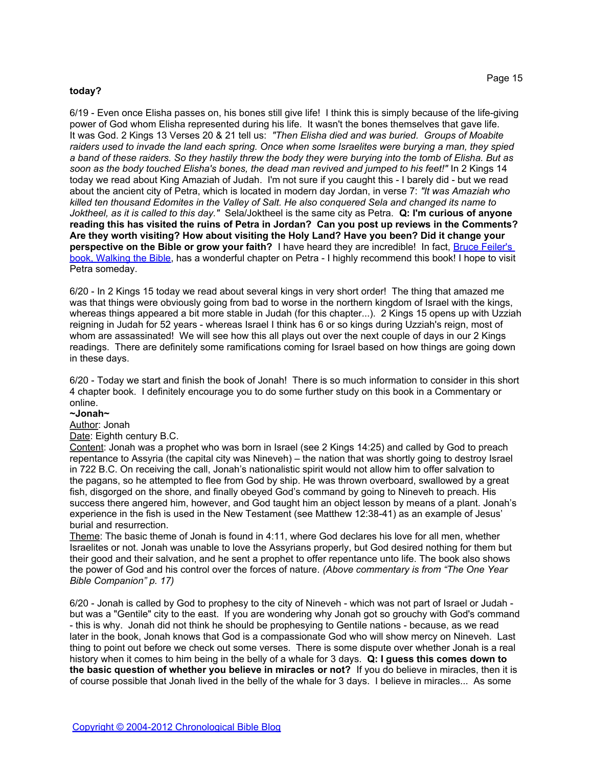**today?**

6/19 - Even once Elisha passes on, his bones still give life! I think this is simply because of the life-giving power of God whom Elisha represented during his life. It wasn't the bones themselves that gave life. It was God. 2 Kings 13 Verses 20 & 21 tell us: *"Then Elisha died and was buried. Groups of Moabite raiders used to invade the land each spring. Once when some Israelites were burying a man, they spied a band of these raiders. So they hastily threw the body they were burying into the tomb of Elisha. But as soon as the body touched Elisha's bones, the dead man revived and jumped to his feet!"* In 2 Kings 14 today we read about King Amaziah of Judah. I'm not sure if you caught this - I barely did - but we read about the ancient city of Petra, which is located in modern day Jordan, in verse 7: *"It was Amaziah who killed ten thousand Edomites in the Valley of Salt. He also conquered Sela and changed its name to Joktheel, as it is called to this day."* Sela/Joktheel is the same city as Petra. **Q: I'm curious of anyone reading this has visited the ruins of Petra in Jordan? Can you post up reviews in the Comments? Are they worth visiting? How about visiting the Holy Land? Have you been? Did it change your perspective on the Bible or grow your faith?** I have heard they are incredible! In fact, [Bruce Feiler's book, Walking the Bible](), has a wonderful chapter on Petra - I highly recommend this book! I hope to visit Petra someday.

6/20 - In 2 Kings 15 today we read about several kings in very short order! The thing that amazed me was that things were obviously going from bad to worse in the northern kingdom of Israel with the kings, whereas things appeared a bit more stable in Judah (for this chapter...). 2 Kings 15 opens up with Uzziah reigning in Judah for 52 years - whereas Israel I think has 6 or so kings during Uzziah's reign, most of whom are assassinated! We will see how this all plays out over the next couple of days in our 2 Kings readings. There are definitely some ramifications coming for Israel based on how things are going down in these days.

6/20 - Today we start and finish the book of Jonah! There is so much information to consider in this short 4 chapter book. I definitely encourage you to do some further study on this book in a Commentary or online.

**~Jonah~**

Author: Jonah

Date: Eighth century B.C.

Content: Jonah was a prophet who was born in Israel (see 2 Kings 14:25) and called by God to preach repentance to Assyria (the capital city was Nineveh) – the nation that was shortly going to destroy Israel in 722 B.C. On receiving the call, Jonah's nationalistic spirit would not allow him to offer salvation to the pagans, so he attempted to flee from God by ship. He was thrown overboard, swallowed by a great fish, disgorged on the shore, and finally obeyed God's command by going to Nineveh to preach. His success there angered him, however, and God taught him an object lesson by means of a plant. Jonah's experience in the fish is used in the New Testament (see Matthew 12:38-41) as an example of Jesus' burial and resurrection.

Theme: The basic theme of Jonah is found in 4:11, where God declares his love for all men, whether Israelites or not. Jonah was unable to love the Assyrians properly, but God desired nothing for them but their good and their salvation, and he sent a prophet to offer repentance unto life. The book also shows the power of God and his control over the forces of nature. *(Above commentary is from "The One Year Bible Companion" p. 17)*

6/20 - Jonah is called by God to prophesy to the city of Nineveh - which was not part of Israel or Judah - but was a "Gentile" city to the east. If you are wondering why Jonah got so grouchy with God's command - this is why. Jonah did not think he should be prophesying to Gentile nations - because, as we read later in the book, Jonah knows that God is a compassionate God who will show mercy on Nineveh. Last thing to point out before we check out some verses. There is some dispute over whether Jonah is a real history when it comes to him being in the belly of a whale for 3 days. **Q: I guess this comes down to the basic question of whether you believe in miracles or not?** If you do believe in miracles, then it is of course possible that Jonah lived in the belly of the whale for 3 days. I believe in miracles... As some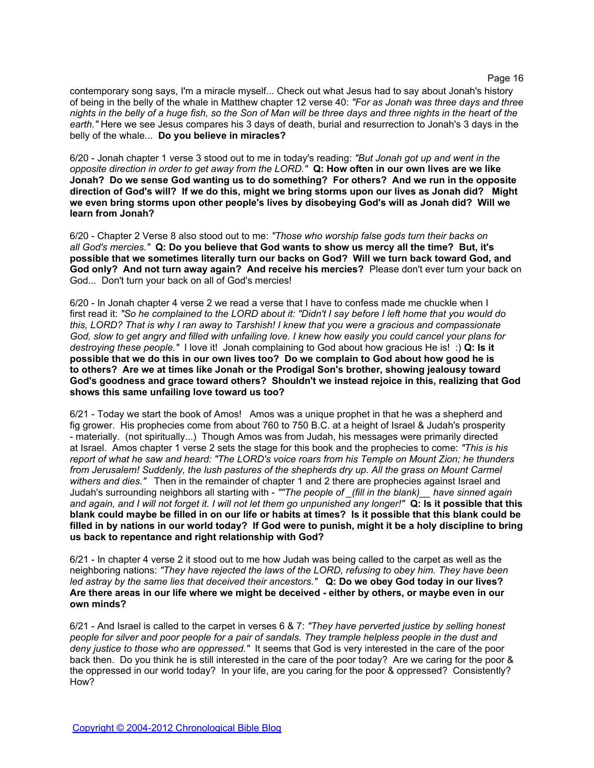contemporary song says, I'm a miracle myself... Check out what Jesus had to say about Jonah's history of being in the belly of the whale in Matthew chapter 12 verse 40: *"For as Jonah was three days and three nights in the belly of a huge fish, so the Son of Man will be three days and three nights in the heart of the earth."* Here we see Jesus compares his 3 days of death, burial and resurrection to Jonah's 3 days in the belly of the whale... **Do you believe in miracles?**

6/20 - Jonah chapter 1 verse 3 stood out to me in today's reading: *"But Jonah got up and went in the opposite direction in order to get away from the LORD."* **Q: How often in our own lives are we like Jonah? Do we sense God wanting us to do something? For others? And we run in the opposite direction of God's will? If we do this, might we bring storms upon our lives as Jonah did? Might we even bring storms upon other people's lives by disobeying God's will as Jonah did? Will we learn from Jonah?**

6/20 - Chapter 2 Verse 8 also stood out to me: *"Those who worship false gods turn their backs on all God's mercies."* **Q: Do you believe that God wants to show us mercy all the time? But, it's possible that we sometimes literally turn our backs on God? Will we turn back toward God, and God only? And not turn away again? And receive his mercies?** Please don't ever turn your back on God... Don't turn your back on all of God's mercies!

6/20 - In Jonah chapter 4 verse 2 we read a verse that I have to confess made me chuckle when I first read it: *"So he complained to the LORD about it: "Didn't I say before I left home that you would do this, LORD? That is why I ran away to Tarshish! I knew that you were a gracious and compassionate God, slow to get angry and filled with unfailing love. I knew how easily you could cancel your plans for destroying these people."* I love it! Jonah complaining to God about how gracious He is! :) **Q: Is it possible that we do this in our own lives too? Do we complain to God about how good he is to others? Are we at times like Jonah or the Prodigal Son's brother, showing jealousy toward God's goodness and grace toward others? Shouldn't we instead rejoice in this, realizing that God shows this same unfailing love toward us too?**

6/21 - Today we start the book of Amos! Amos was a unique prophet in that he was a shepherd and fig grower. His prophecies come from about 760 to 750 B.C. at a height of Israel & Judah's prosperity - materially. (not spiritually...) Though Amos was from Judah, his messages were primarily directed at Israel. Amos chapter 1 verse 2 sets the stage for this book and the prophecies to come: *"This is his report of what he saw and heard: "The LORD's voice roars from his Temple on Mount Zion; he thunders from Jerusalem! Suddenly, the lush pastures of the shepherds dry up. All the grass on Mount Carmel withers and dies."* Then in the remainder of chapter 1 and 2 there are prophecies against Israel and Judah's surrounding neighbors all starting with - *""The people of _(fill in the blank)__ have sinned again and again, and I will not forget it. I will not let them go unpunished any longer!"* **Q: Is it possible that this blank could maybe be filled in on our life or habits at times? Is it possible that this blank could be filled in by nations in our world today? If God were to punish, might it be a holy discipline to bring us back to repentance and right relationship with God?**

6/21 - In chapter 4 verse 2 it stood out to me how Judah was being called to the carpet as well as the neighboring nations: *"They have rejected the laws of the LORD, refusing to obey him. They have been led astray by the same lies that deceived their ancestors."* **Q: Do we obey God today in our lives? Are there areas in our life where we might be deceived - either by others, or maybe even in our own minds?**

6/21 - And Israel is called to the carpet in verses 6 & 7: *"They have perverted justice by selling honest people for silver and poor people for a pair of sandals. They trample helpless people in the dust and deny justice to those who are oppressed."* It seems that God is very interested in the care of the poor back then. Do you think he is still interested in the care of the poor today? Are we caring for the poor & the oppressed in our world today? In your life, are you caring for the poor & oppressed? Consistently? How?

Copyright © 2004-2012 Chronological Bible Blog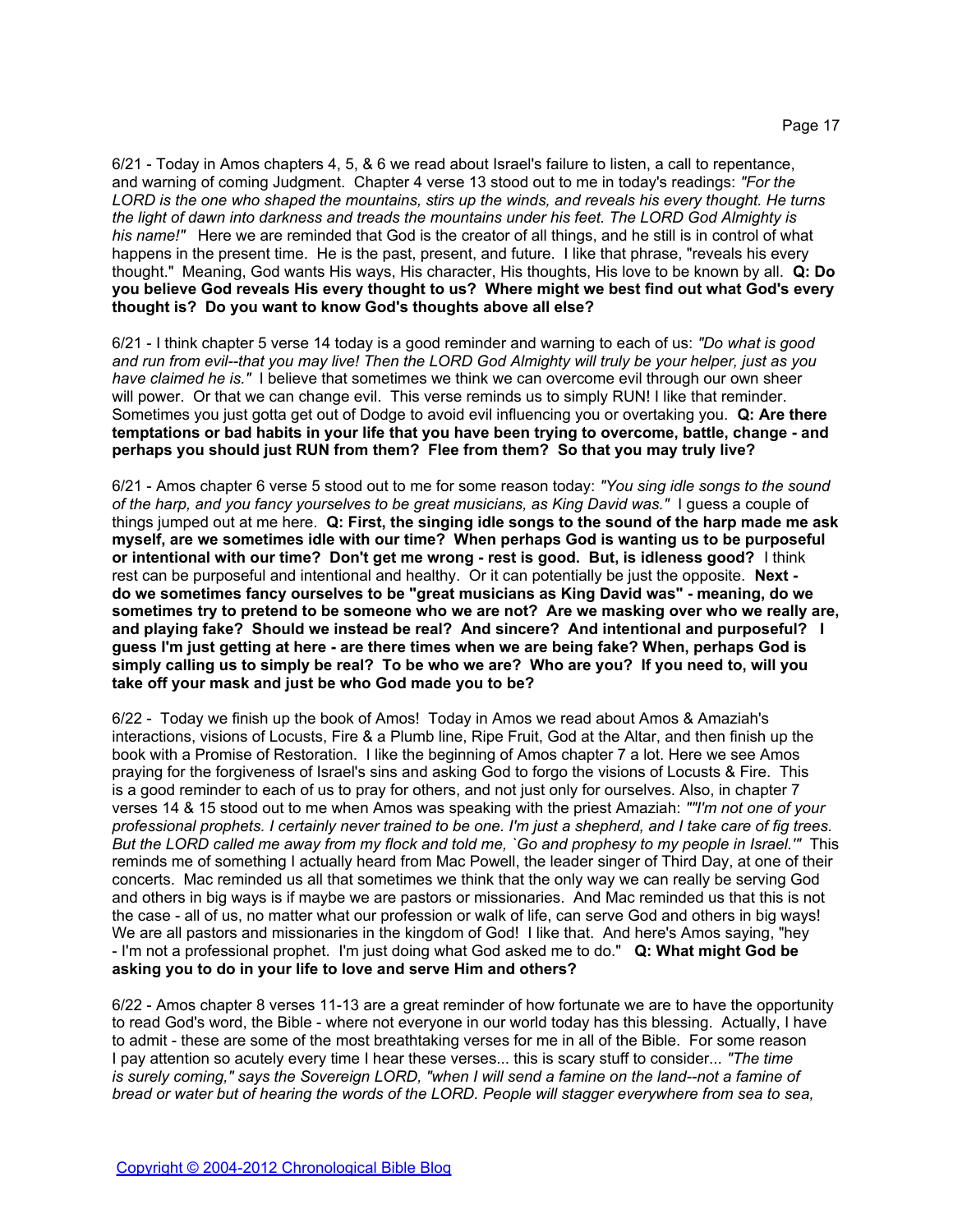6/21 - Today in Amos chapters 4, 5, & 6 we read about Israel's failure to listen, a call to repentance, and warning of coming Judgment. Chapter 4 verse 13 stood out to me in today's readings: *"For the LORD is the one who shaped the mountains, stirs up the winds, and reveals his every thought. He turns the light of dawn into darkness and treads the mountains under his feet. The LORD God Almighty is his name!"* Here we are reminded that God is the creator of all things, and he still is in control of what happens in the present time. He is the past, present, and future. I like that phrase, "reveals his every thought." Meaning, God wants His ways, His character, His thoughts, His love to be known by all. **Q: Do you believe God reveals His every thought to us? Where might we best find out what God's every thought is? Do you want to know God's thoughts above all else?**

6/21 - I think chapter 5 verse 14 today is a good reminder and warning to each of us: *"Do what is good and run from evil--that you may live! Then the LORD God Almighty will truly be your helper, just as you have claimed he is."* I believe that sometimes we think we can overcome evil through our own sheer will power. Or that we can change evil. This verse reminds us to simply RUN! I like that reminder. Sometimes you just gotta get out of Dodge to avoid evil influencing you or overtaking you. **Q: Are there temptations or bad habits in your life that you have been trying to overcome, battle, change - and perhaps you should just RUN from them? Flee from them? So that you may truly live?**

6/21 - Amos chapter 6 verse 5 stood out to me for some reason today: *"You sing idle songs to the sound of the harp, and you fancy yourselves to be great musicians, as King David was."* I guess a couple of things jumped out at me here. **Q: First, the singing idle songs to the sound of the harp made me ask myself, are we sometimes idle with our time? When perhaps God is wanting us to be purposeful or intentional with our time? Don't get me wrong - rest is good. But, is idleness good?** I think rest can be purposeful and intentional and healthy. Or it can potentially be just the opposite. **Next - do we sometimes fancy ourselves to be "great musicians as King David was" - meaning, do we sometimes try to pretend to be someone who we are not? Are we masking over who we really are, and playing fake? Should we instead be real? And sincere? And intentional and purposeful? I guess I'm just getting at here - are there times when we are being fake? When, perhaps God is simply calling us to simply be real? To be who we are? Who are you? If you need to, will you take off your mask and just be who God made you to be?**

6/22 - Today we finish up the book of Amos! Today in Amos we read about Amos & Amaziah's interactions, visions of Locusts, Fire & a Plumb line, Ripe Fruit, God at the Altar, and then finish up the book with a Promise of Restoration. I like the beginning of Amos chapter 7 a lot. Here we see Amos praying for the forgiveness of Israel's sins and asking God to forgo the visions of Locusts & Fire. This is a good reminder to each of us to pray for others, and not just only for ourselves. Also, in chapter 7 verses 14 & 15 stood out to me when Amos was speaking with the priest Amaziah: *""I'm not one of your professional prophets. I certainly never trained to be one. I'm just a shepherd, and I take care of fig trees. But the LORD called me away from my flock and told me, `Go and prophesy to my people in Israel.'"* This reminds me of something I actually heard from Mac Powell, the leader singer of Third Day, at one of their concerts. Mac reminded us all that sometimes we think that the only way we can really be serving God and others in big ways is if maybe we are pastors or missionaries. And Mac reminded us that this is not the case - all of us, no matter what our profession or walk of life, can serve God and others in big ways! We are all pastors and missionaries in the kingdom of God! I like that. And here's Amos saying, "hey - I'm not a professional prophet. I'm just doing what God asked me to do." **Q: What might God be asking you to do in your life to love and serve Him and others?**

6/22 - Amos chapter 8 verses 11-13 are a great reminder of how fortunate we are to have the opportunity to read God's word, the Bible - where not everyone in our world today has this blessing. Actually, I have to admit - these are some of the most breathtaking verses for me in all of the Bible. For some reason I pay attention so acutely every time I hear these verses... this is scary stuff to consider... *"The time is surely coming," says the Sovereign LORD, "when I will send a famine on the land--not a famine of bread or water but of hearing the words of the LORD. People will stagger everywhere from sea to sea,*

Copyright © 2004-2012 Chronological Bible Blog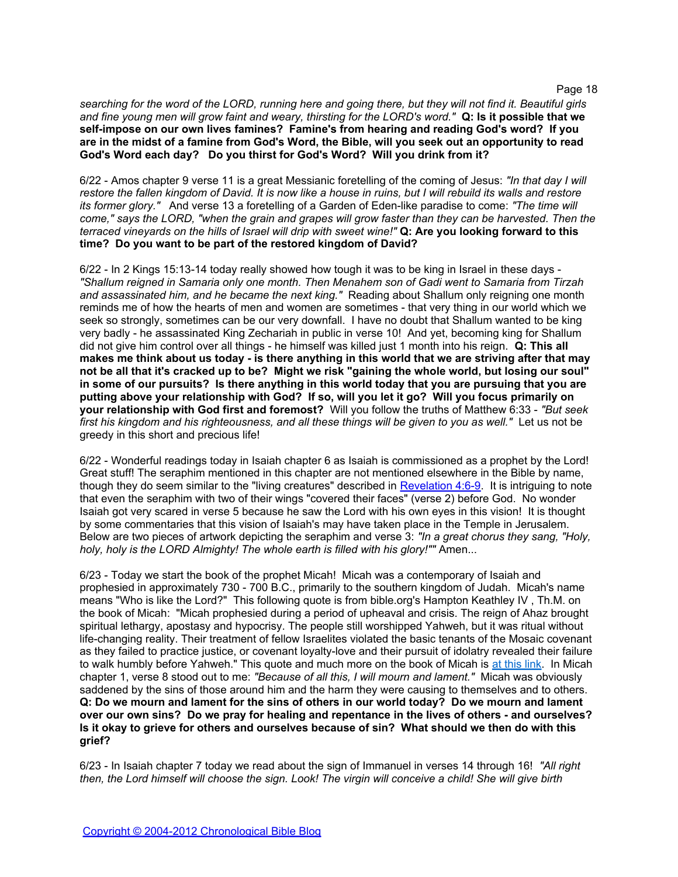*searching for the word of the LORD, running here and going there, but they will not find it. Beautiful girls and fine young men will grow faint and weary, thirsting for the LORD's word."* **Q: Is it possible that we self-impose on our own lives famines? Famine's from hearing and reading God's word? If you are in the midst of a famine from God's Word, the Bible, will you seek out an opportunity to read God's Word each day? Do you thirst for God's Word? Will you drink from it?**

6/22 - Amos chapter 9 verse 11 is a great Messianic foretelling of the coming of Jesus: *"In that day I will restore the fallen kingdom of David. It is now like a house in ruins, but I will rebuild its walls and restore its former glory."* And verse 13 a foretelling of a Garden of Eden-like paradise to come: *"The time will come," says the LORD, "when the grain and grapes will grow faster than they can be harvested. Then the terraced vineyards on the hills of Israel will drip with sweet wine!"* **Q: Are you looking forward to this time? Do you want to be part of the restored kingdom of David?**

6/22 - In 2 Kings 15:13-14 today really showed how tough it was to be king in Israel in these days - *"Shallum reigned in Samaria only one month. Then Menahem son of Gadi went to Samaria from Tirzah and assassinated him, and he became the next king."* Reading about Shallum only reigning one month reminds me of how the hearts of men and women are sometimes - that very thing in our world which we seek so strongly, sometimes can be our very downfall. I have no doubt that Shallum wanted to be king very badly - he assassinated King Zechariah in public in verse 10! And yet, becoming king for Shallum did not give him control over all things - he himself was killed just 1 month into his reign. **Q: This all makes me think about us today - is there anything in this world that we are striving after that may not be all that it's cracked up to be? Might we risk "gaining the whole world, but losing our soul" in some of our pursuits? Is there anything in this world today that you are pursuing that you are putting above your relationship with God? If so, will you let it go? Will you focus primarily on your relationship with God first and foremost?** Will you follow the truths of Matthew 6:33 - *"But seek first his kingdom and his righteousness, and all these things will be given to you as well."* Let us not be greedy in this short and precious life!

6/22 - Wonderful readings today in Isaiah chapter 6 as Isaiah is commissioned as a prophet by the Lord! Great stuff! The seraphim mentioned in this chapter are not mentioned elsewhere in the Bible by name, though they do seem similar to the "living creatures" described in [Revelation 4:6-9](). It is intriguing to note that even the seraphim with two of their wings "covered their faces" (verse 2) before God. No wonder Isaiah got very scared in verse 5 because he saw the Lord with his own eyes in this vision! It is thought by some commentaries that this vision of Isaiah's may have taken place in the Temple in Jerusalem. Below are two pieces of artwork depicting the seraphim and verse 3: *"In a great chorus they sang, "Holy, holy, holy is the LORD Almighty! The whole earth is filled with his glory!""* Amen...

6/23 - Today we start the book of the prophet Micah! Micah was a contemporary of Isaiah and prophesied in approximately 730 - 700 B.C., primarily to the southern kingdom of Judah. Micah's name means "Who is like the Lord?" This following quote is from bible.org's Hampton Keathley IV , Th.M. on the book of Micah: "Micah prophesied during a period of upheaval and crisis. The reign of Ahaz brought spiritual lethargy, apostasy and hypocrisy. The people still worshipped Yahweh, but it was ritual without life-changing reality. Their treatment of fellow Israelites violated the basic tenants of the Mosaic covenant as they failed to practice justice, or covenant loyalty-love and their pursuit of idolatry revealed their failure to walk humbly before Yahweh." This quote and much more on the book of Micah is [at this link](). In Micah chapter 1, verse 8 stood out to me: *"Because of all this, I will mourn and lament."* Micah was obviously saddened by the sins of those around him and the harm they were causing to themselves and to others. **Q: Do we mourn and lament for the sins of others in our world today? Do we mourn and lament over our own sins? Do we pray for healing and repentance in the lives of others - and ourselves? Is it okay to grieve for others and ourselves because of sin? What should we then do with this grief?**

6/23 - In Isaiah chapter 7 today we read about the sign of Immanuel in verses 14 through 16! *"All right then, the Lord himself will choose the sign. Look! The virgin will conceive a child! She will give birth*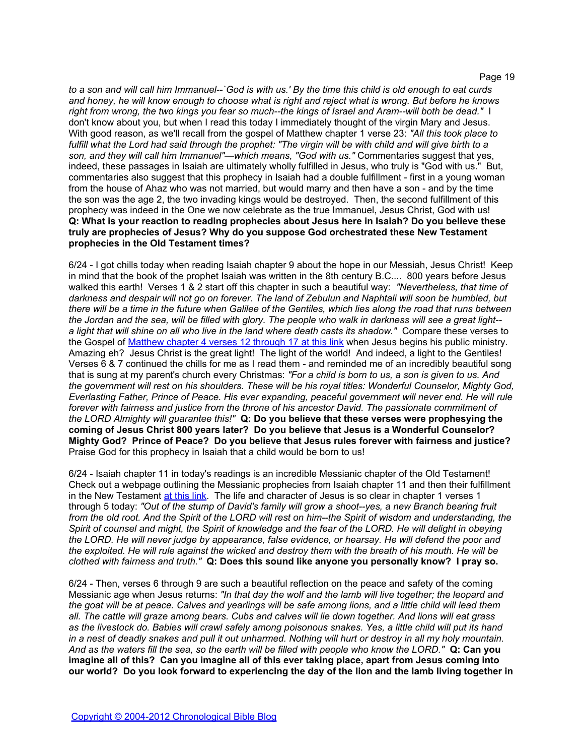*to a son and will call him Immanuel--`God is with us.' By the time this child is old enough to eat curds and honey, he will know enough to choose what is right and reject what is wrong. But before he knows right from wrong, the two kings you fear so much--the kings of Israel and Aram--will both be dead."* I don't know about you, but when I read this today I immediately thought of the virgin Mary and Jesus. With good reason, as we'll recall from the gospel of Matthew chapter 1 verse 23: *"All this took place to fulfill what the Lord had said through the prophet: "The virgin will be with child and will give birth to a son, and they will call him Immanuel"—which means, "God with us."* Commentaries suggest that yes, indeed, these passages in Isaiah are ultimately wholly fulfilled in Jesus, who truly is "God with us." But, commentaries also suggest that this prophecy in Isaiah had a double fulfillment - first in a young woman from the house of Ahaz who was not married, but would marry and then have a son - and by the time the son was the age 2, the two invading kings would be destroyed. Then, the second fulfillment of this prophecy was indeed in the One we now celebrate as the true Immanuel, Jesus Christ, God with us! **Q: What is your reaction to reading prophecies about Jesus here in Isaiah? Do you believe these truly are prophecies of Jesus? Why do you suppose God orchestrated these New Testament prophecies in the Old Testament times?**

6/24 - I got chills today when reading Isaiah chapter 9 about the hope in our Messiah, Jesus Christ! Keep in mind that the book of the prophet Isaiah was written in the 8th century B.C.... 800 years before Jesus walked this earth! Verses 1 & 2 start off this chapter in such a beautiful way: *"Nevertheless, that time of darkness and despair will not go on forever. The land of Zebulun and Naphtali will soon be humbled, but there will be a time in the future when Galilee of the Gentiles, which lies along the road that runs between the Jordan and the sea, will be filled with glory. The people who walk in darkness will see a great light--a light that will shine on all who live in the land where death casts its shadow."* Compare these verses to the Gospel of [Matthew chapter 4 verses 12 through 17 at this link] when Jesus begins his public ministry. Amazing eh? Jesus Christ is the great light! The light of the world! And indeed, a light to the Gentiles! Verses 6 & 7 continued the chills for me as I read them - and reminded me of an incredibly beautiful song that is sung at my parent's church every Christmas: *"For a child is born to us, a son is given to us. And the government will rest on his shoulders. These will be his royal titles: Wonderful Counselor, Mighty God, Everlasting Father, Prince of Peace. His ever expanding, peaceful government will never end. He will rule forever with fairness and justice from the throne of his ancestor David. The passionate commitment of the LORD Almighty will guarantee this!"* **Q: Do you believe that these verses were prophesying the coming of Jesus Christ 800 years later? Do you believe that Jesus is a Wonderful Counselor? Mighty God? Prince of Peace? Do you believe that Jesus rules forever with fairness and justice?** Praise God for this prophecy in Isaiah that a child would be born to us!

6/24 - Isaiah chapter 11 in today's readings is an incredible Messianic chapter of the Old Testament! Check out a webpage outlining the Messianic prophecies from Isaiah chapter 11 and then their fulfillment in the New Testament [at this link]. The life and character of Jesus is so clear in chapter 1 verses 1 through 5 today: *"Out of the stump of David's family will grow a shoot--yes, a new Branch bearing fruit from the old root. And the Spirit of the LORD will rest on him--the Spirit of wisdom and understanding, the Spirit of counsel and might, the Spirit of knowledge and the fear of the LORD. He will delight in obeying the LORD. He will never judge by appearance, false evidence, or hearsay. He will defend the poor and the exploited. He will rule against the wicked and destroy them with the breath of his mouth. He will be clothed with fairness and truth."* **Q: Does this sound like anyone you personally know? I pray so.**

6/24 - Then, verses 6 through 9 are such a beautiful reflection on the peace and safety of the coming Messianic age when Jesus returns: *"In that day the wolf and the lamb will live together; the leopard and the goat will be at peace. Calves and yearlings will be safe among lions, and a little child will lead them all. The cattle will graze among bears. Cubs and calves will lie down together. And lions will eat grass as the livestock do. Babies will crawl safely among poisonous snakes. Yes, a little child will put its hand in a nest of deadly snakes and pull it out unharmed. Nothing will hurt or destroy in all my holy mountain. And as the waters fill the sea, so the earth will be filled with people who know the LORD."* **Q: Can you imagine all of this? Can you imagine all of this ever taking place, apart from Jesus coming into our world? Do you look forward to experiencing the day of the lion and the lamb living together in**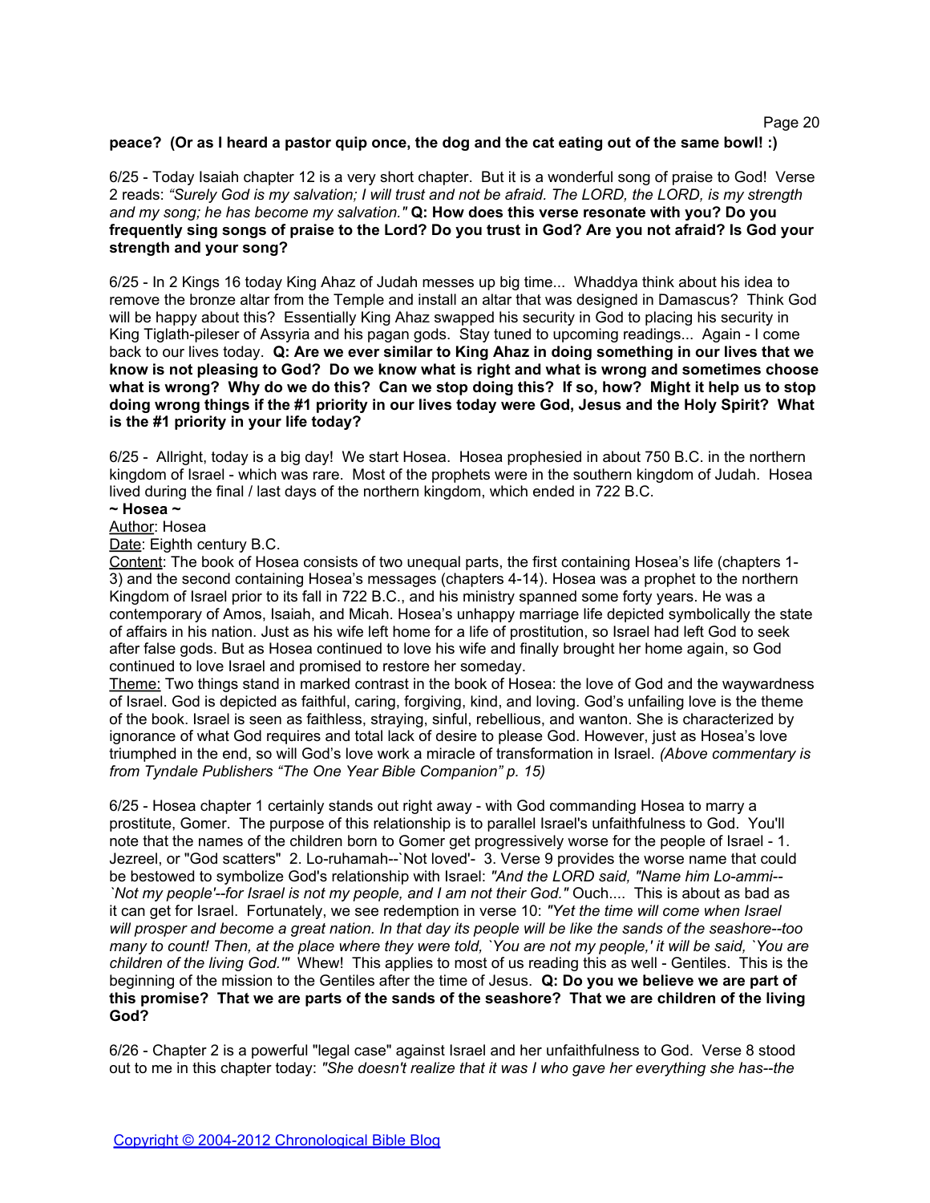**peace? (Or as I heard a pastor quip once, the dog and the cat eating out of the same bowl! :)**

6/25 - Today Isaiah chapter 12 is a very short chapter. But it is a wonderful song of praise to God! Verse 2 reads: *"Surely God is my salvation; I will trust and not be afraid. The LORD, the LORD, is my strength and my song; he has become my salvation."* **Q: How does this verse resonate with you? Do you frequently sing songs of praise to the Lord? Do you trust in God? Are you not afraid? Is God your strength and your song?**

6/25 - In 2 Kings 16 today King Ahaz of Judah messes up big time... Whaddya think about his idea to remove the bronze altar from the Temple and install an altar that was designed in Damascus? Think God will be happy about this? Essentially King Ahaz swapped his security in God to placing his security in King Tiglath-pileser of Assyria and his pagan gods. Stay tuned to upcoming readings... Again - I come back to our lives today. **Q: Are we ever similar to King Ahaz in doing something in our lives that we know is not pleasing to God? Do we know what is right and what is wrong and sometimes choose what is wrong? Why do we do this? Can we stop doing this? If so, how? Might it help us to stop doing wrong things if the #1 priority in our lives today were God, Jesus and the Holy Spirit? What is the #1 priority in your life today?**

6/25 - Allright, today is a big day! We start Hosea. Hosea prophesied in about 750 B.C. in the northern kingdom of Israel - which was rare. Most of the prophets were in the southern kingdom of Judah. Hosea lived during the final / last days of the northern kingdom, which ended in 722 B.C.

**~ Hosea ~**

Author: Hosea

Date: Eighth century B.C.

Content: The book of Hosea consists of two unequal parts, the first containing Hosea's life (chapters 1-3) and the second containing Hosea's messages (chapters 4-14). Hosea was a prophet to the northern Kingdom of Israel prior to its fall in 722 B.C., and his ministry spanned some forty years. He was a contemporary of Amos, Isaiah, and Micah. Hosea's unhappy marriage life depicted symbolically the state of affairs in his nation. Just as his wife left home for a life of prostitution, so Israel had left God to seek after false gods. But as Hosea continued to love his wife and finally brought her home again, so God continued to love Israel and promised to restore her someday.

Theme: Two things stand in marked contrast in the book of Hosea: the love of God and the waywardness of Israel. God is depicted as faithful, caring, forgiving, kind, and loving. God's unfailing love is the theme of the book. Israel is seen as faithless, straying, sinful, rebellious, and wanton. She is characterized by ignorance of what God requires and total lack of desire to please God. However, just as Hosea's love triumphed in the end, so will God's love work a miracle of transformation in Israel. *(Above commentary is from Tyndale Publishers "The One Year Bible Companion" p. 15)*

6/25 - Hosea chapter 1 certainly stands out right away - with God commanding Hosea to marry a prostitute, Gomer. The purpose of this relationship is to parallel Israel's unfaithfulness to God. You'll note that the names of the children born to Gomer get progressively worse for the people of Israel - 1. Jezreel, or "God scatters" 2. Lo-ruhamah--`Not loved'- 3. Verse 9 provides the worse name that could be bestowed to symbolize God's relationship with Israel: *"And the LORD said, "Name him Lo-ammi--`Not my people'--for Israel is not my people, and I am not their God."* Ouch.... This is about as bad as it can get for Israel. Fortunately, we see redemption in verse 10: *"Yet the time will come when Israel will prosper and become a great nation. In that day its people will be like the sands of the seashore--too many to count! Then, at the place where they were told, `You are not my people,' it will be said, `You are children of the living God.'"* Whew! This applies to most of us reading this as well - Gentiles. This is the beginning of the mission to the Gentiles after the time of Jesus. **Q: Do you we believe we are part of this promise? That we are parts of the sands of the seashore? That we are children of the living God?**

6/26 - Chapter 2 is a powerful "legal case" against Israel and her unfaithfulness to God. Verse 8 stood out to me in this chapter today: *"She doesn't realize that it was I who gave her everything she has--the*

Copyright © 2004-2012 Chronological Bible Blog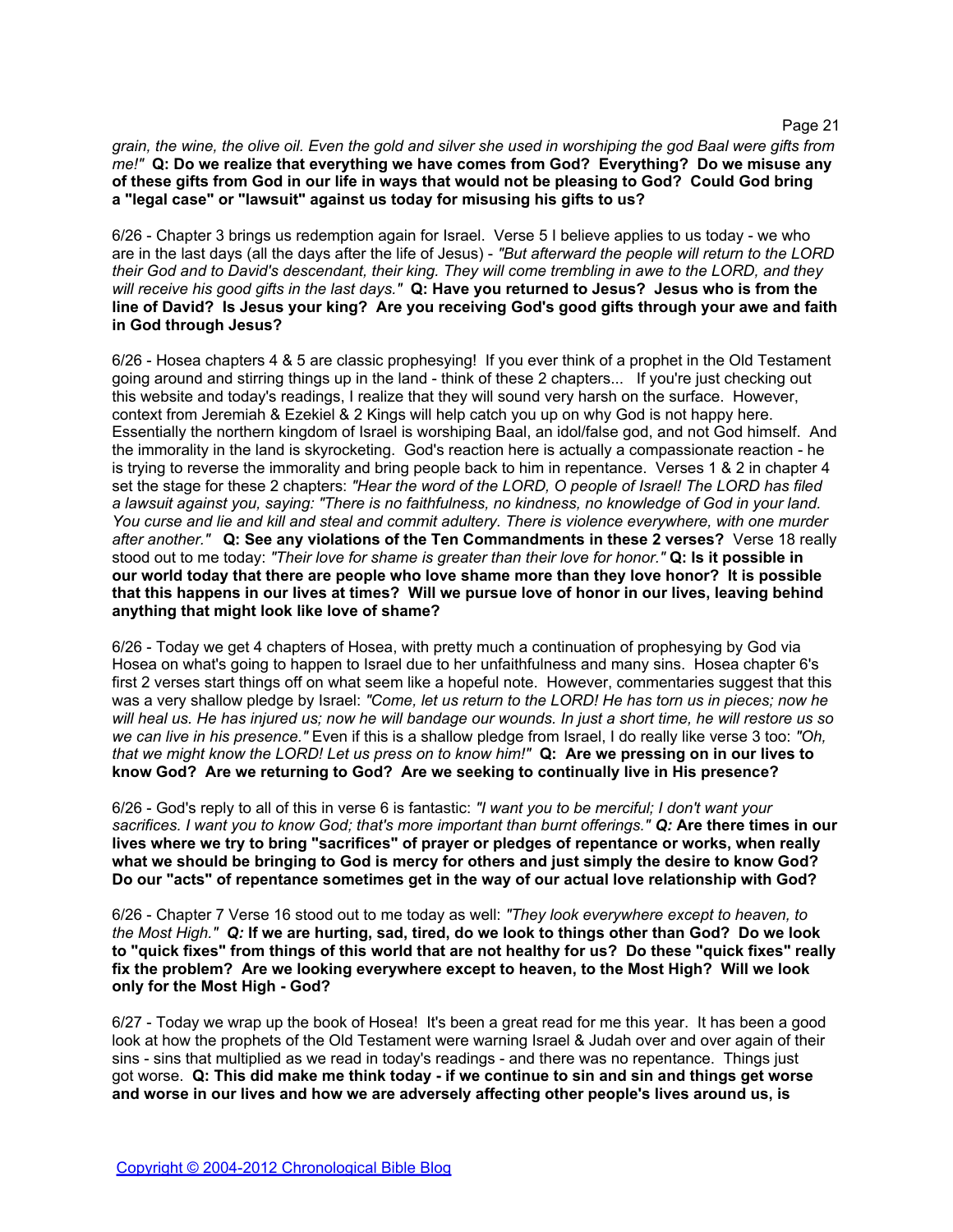*grain, the wine, the olive oil. Even the gold and silver she used in worshiping the god Baal were gifts from me!"* **Q: Do we realize that everything we have comes from God? Everything? Do we misuse any of these gifts from God in our life in ways that would not be pleasing to God? Could God bring a "legal case" or "lawsuit" against us today for misusing his gifts to us?**

6/26 - Chapter 3 brings us redemption again for Israel. Verse 5 I believe applies to us today - we who are in the last days (all the days after the life of Jesus) - *"But afterward the people will return to the LORD their God and to David's descendant, their king. They will come trembling in awe to the LORD, and they will receive his good gifts in the last days."* **Q: Have you returned to Jesus? Jesus who is from the line of David? Is Jesus your king? Are you receiving God's good gifts through your awe and faith in God through Jesus?**

6/26 - Hosea chapters 4 & 5 are classic prophesying! If you ever think of a prophet in the Old Testament going around and stirring things up in the land - think of these 2 chapters... If you're just checking out this website and today's readings, I realize that they will sound very harsh on the surface. However, context from Jeremiah & Ezekiel & 2 Kings will help catch you up on why God is not happy here. Essentially the northern kingdom of Israel is worshiping Baal, an idol/false god, and not God himself. And the immorality in the land is skyrocketing. God's reaction here is actually a compassionate reaction - he is trying to reverse the immorality and bring people back to him in repentance. Verses 1 & 2 in chapter 4 set the stage for these 2 chapters: *"Hear the word of the LORD, O people of Israel! The LORD has filed a lawsuit against you, saying: "There is no faithfulness, no kindness, no knowledge of God in your land. You curse and lie and kill and steal and commit adultery. There is violence everywhere, with one murder after another."* **Q: See any violations of the Ten Commandments in these 2 verses?** Verse 18 really stood out to me today: *"Their love for shame is greater than their love for honor."* **Q: Is it possible in our world today that there are people who love shame more than they love honor? It is possible that this happens in our lives at times? Will we pursue love of honor in our lives, leaving behind anything that might look like love of shame?**

6/26 - Today we get 4 chapters of Hosea, with pretty much a continuation of prophesying by God via Hosea on what's going to happen to Israel due to her unfaithfulness and many sins. Hosea chapter 6's first 2 verses start things off on what seem like a hopeful note. However, commentaries suggest that this was a very shallow pledge by Israel: *"Come, let us return to the LORD! He has torn us in pieces; now he will heal us. He has injured us; now he will bandage our wounds. In just a short time, he will restore us so we can live in his presence."* Even if this is a shallow pledge from Israel, I do really like verse 3 too: *"Oh, that we might know the LORD! Let us press on to know him!"* **Q: Are we pressing on in our lives to know God? Are we returning to God? Are we seeking to continually live in His presence?**

6/26 - God's reply to all of this in verse 6 is fantastic: *"I want you to be merciful; I don't want your sacrifices. I want you to know God; that's more important than burnt offerings."* ***Q:*** **Are there times in our lives where we try to bring "sacrifices" of prayer or pledges of repentance or works, when really what we should be bringing to God is mercy for others and just simply the desire to know God? Do our "acts" of repentance sometimes get in the way of our actual love relationship with God?**

6/26 - Chapter 7 Verse 16 stood out to me today as well: *"They look everywhere except to heaven, to the Most High."* ***Q:*** **If we are hurting, sad, tired, do we look to things other than God? Do we look to "quick fixes" from things of this world that are not healthy for us? Do these "quick fixes" really fix the problem? Are we looking everywhere except to heaven, to the Most High? Will we look only for the Most High - God?**

6/27 - Today we wrap up the book of Hosea! It's been a great read for me this year. It has been a good look at how the prophets of the Old Testament were warning Israel & Judah over and over again of their sins - sins that multiplied as we read in today's readings - and there was no repentance. Things just got worse. **Q: This did make me think today - if we continue to sin and sin and things get worse and worse in our lives and how we are adversely affecting other people's lives around us, is**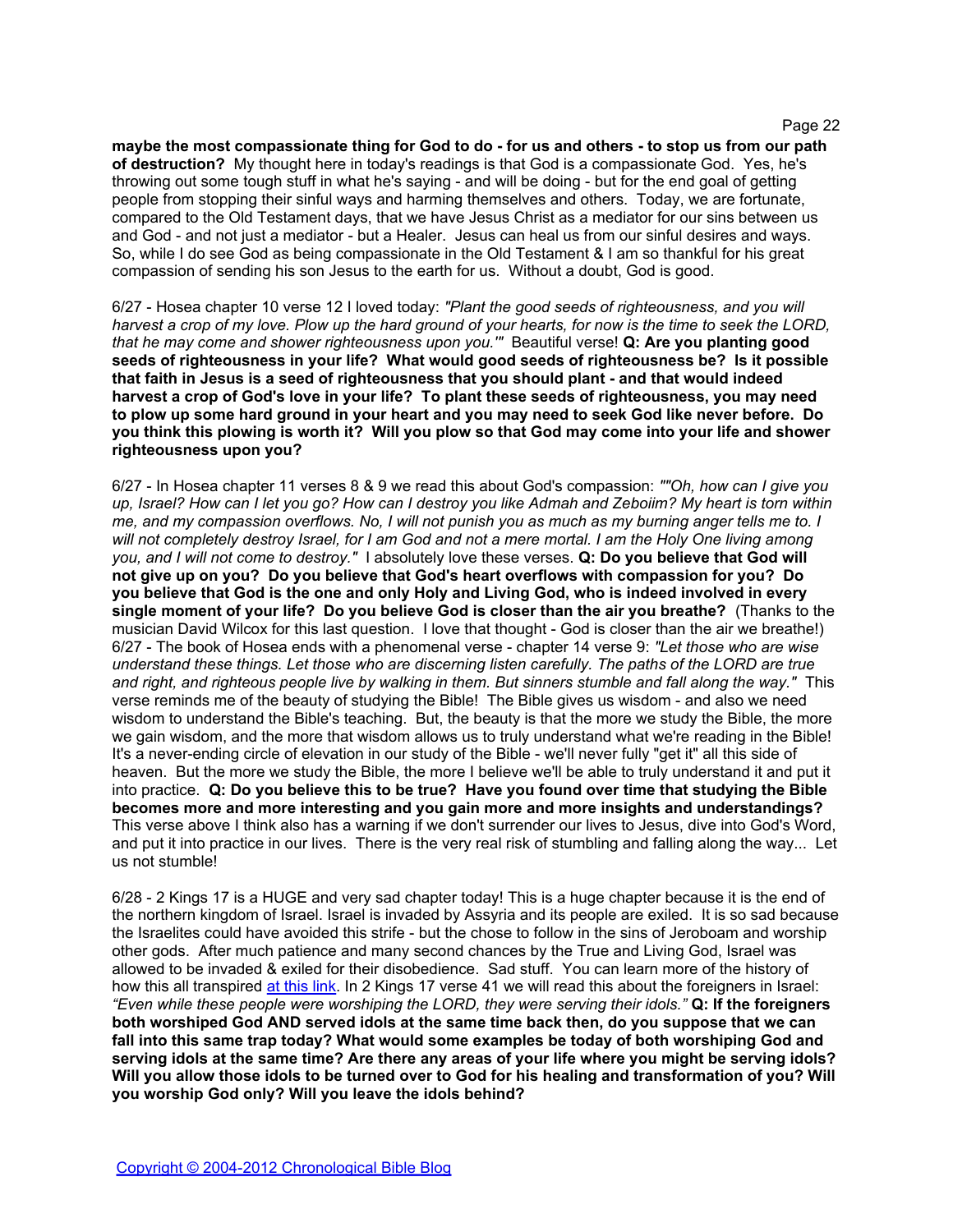**maybe the most compassionate thing for God to do - for us and others - to stop us from our path of destruction?** My thought here in today's readings is that God is a compassionate God. Yes, he's throwing out some tough stuff in what he's saying - and will be doing - but for the end goal of getting people from stopping their sinful ways and harming themselves and others. Today, we are fortunate, compared to the Old Testament days, that we have Jesus Christ as a mediator for our sins between us and God - and not just a mediator - but a Healer. Jesus can heal us from our sinful desires and ways. So, while I do see God as being compassionate in the Old Testament & I am so thankful for his great compassion of sending his son Jesus to the earth for us. Without a doubt, God is good.

6/27 - Hosea chapter 10 verse 12 I loved today: *"Plant the good seeds of righteousness, and you will harvest a crop of my love. Plow up the hard ground of your hearts, for now is the time to seek the LORD, that he may come and shower righteousness upon you.'"* Beautiful verse! **Q: Are you planting good seeds of righteousness in your life? What would good seeds of righteousness be? Is it possible that faith in Jesus is a seed of righteousness that you should plant - and that would indeed harvest a crop of God's love in your life? To plant these seeds of righteousness, you may need to plow up some hard ground in your heart and you may need to seek God like never before. Do you think this plowing is worth it? Will you plow so that God may come into your life and shower righteousness upon you?**

6/27 - In Hosea chapter 11 verses 8 & 9 we read this about God's compassion: *""Oh, how can I give you up, Israel? How can I let you go? How can I destroy you like Admah and Zeboiim? My heart is torn within me, and my compassion overflows. No, I will not punish you as much as my burning anger tells me to. I will not completely destroy Israel, for I am God and not a mere mortal. I am the Holy One living among you, and I will not come to destroy."* I absolutely love these verses. **Q: Do you believe that God will not give up on you? Do you believe that God's heart overflows with compassion for you? Do you believe that God is the one and only Holy and Living God, who is indeed involved in every single moment of your life? Do you believe God is closer than the air you breathe?** (Thanks to the musician David Wilcox for this last question. I love that thought - God is closer than the air we breathe!)
6/27 - The book of Hosea ends with a phenomenal verse - chapter 14 verse 9: *"Let those who are wise understand these things. Let those who are discerning listen carefully. The paths of the LORD are true and right, and righteous people live by walking in them. But sinners stumble and fall along the way."* This verse reminds me of the beauty of studying the Bible! The Bible gives us wisdom - and also we need wisdom to understand the Bible's teaching. But, the beauty is that the more we study the Bible, the more we gain wisdom, and the more that wisdom allows us to truly understand what we're reading in the Bible! It's a never-ending circle of elevation in our study of the Bible - we'll never fully "get it" all this side of heaven. But the more we study the Bible, the more I believe we'll be able to truly understand it and put it into practice. **Q: Do you believe this to be true? Have you found over time that studying the Bible becomes more and more interesting and you gain more and more insights and understandings?** This verse above I think also has a warning if we don't surrender our lives to Jesus, dive into God's Word, and put it into practice in our lives. There is the very real risk of stumbling and falling along the way... Let us not stumble!

6/28 - 2 Kings 17 is a HUGE and very sad chapter today! This is a huge chapter because it is the end of the northern kingdom of Israel. Israel is invaded by Assyria and its people are exiled. It is so sad because the Israelites could have avoided this strife - but the chose to follow in the sins of Jeroboam and worship other gods. After much patience and many second chances by the True and Living God, Israel was allowed to be invaded & exiled for their disobedience. Sad stuff. You can learn more of the history of how this all transpired at this link. In 2 Kings 17 verse 41 we will read this about the foreigners in Israel: *"Even while these people were worshiping the LORD, they were serving their idols."* **Q: If the foreigners both worshiped God AND served idols at the same time back then, do you suppose that we can fall into this same trap today? What would some examples be today of both worshiping God and serving idols at the same time? Are there any areas of your life where you might be serving idols? Will you allow those idols to be turned over to God for his healing and transformation of you? Will you worship God only? Will you leave the idols behind?**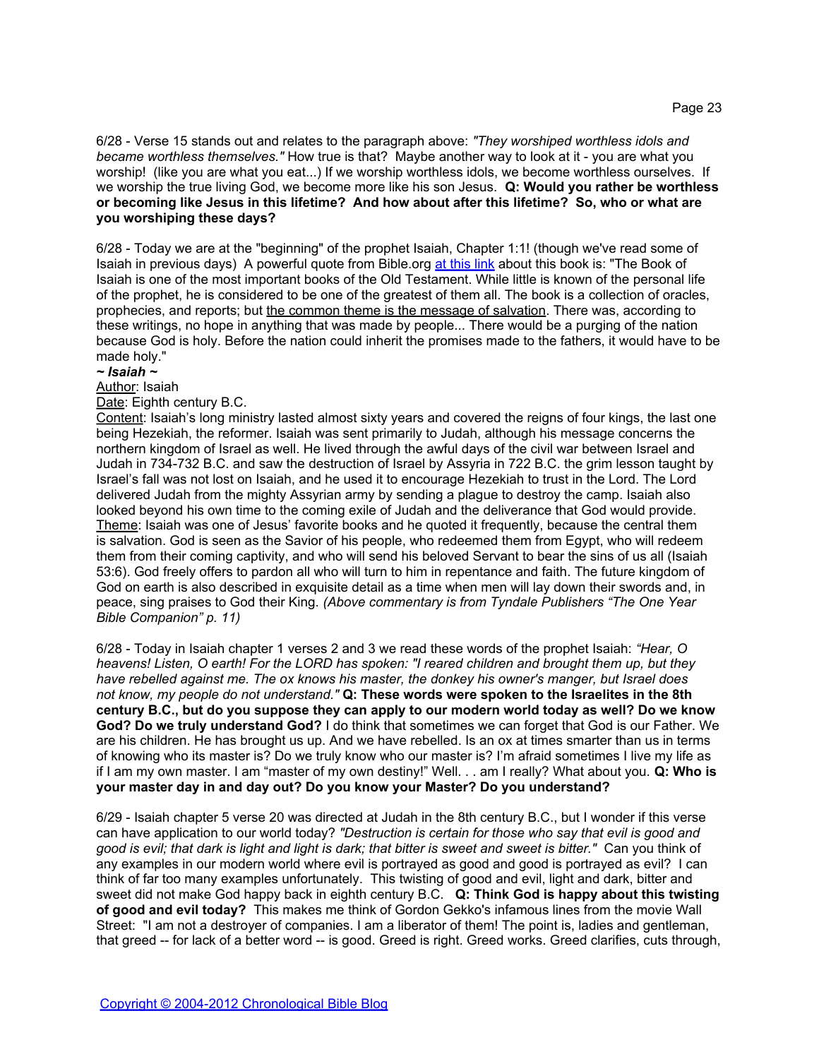6/28 - Verse 15 stands out and relates to the paragraph above: *"They worshiped worthless idols and became worthless themselves."* How true is that? Maybe another way to look at it - you are what you worship! (like you are what you eat...) If we worship worthless idols, we become worthless ourselves. If we worship the true living God, we become more like his son Jesus. **Q: Would you rather be worthless or becoming like Jesus in this lifetime? And how about after this lifetime? So, who or what are you worshiping these days?**

6/28 - Today we are at the "beginning" of the prophet Isaiah, Chapter 1:1! (though we've read some of Isaiah in previous days) A powerful quote from Bible.org at this link about this book is: "The Book of Isaiah is one of the most important books of the Old Testament. While little is known of the personal life of the prophet, he is considered to be one of the greatest of them all. The book is a collection of oracles, prophecies, and reports; but the common theme is the message of salvation. There was, according to these writings, no hope in anything that was made by people... There would be a purging of the nation because God is holy. Before the nation could inherit the promises made to the fathers, it would have to be made holy."

***~ Isaiah ~***

Author: Isaiah

Date: Eighth century B.C.

Content: Isaiah's long ministry lasted almost sixty years and covered the reigns of four kings, the last one being Hezekiah, the reformer. Isaiah was sent primarily to Judah, although his message concerns the northern kingdom of Israel as well. He lived through the awful days of the civil war between Israel and Judah in 734-732 B.C. and saw the destruction of Israel by Assyria in 722 B.C. the grim lesson taught by Israel's fall was not lost on Isaiah, and he used it to encourage Hezekiah to trust in the Lord. The Lord delivered Judah from the mighty Assyrian army by sending a plague to destroy the camp. Isaiah also looked beyond his own time to the coming exile of Judah and the deliverance that God would provide.
Theme: Isaiah was one of Jesus' favorite books and he quoted it frequently, because the central them is salvation. God is seen as the Savior of his people, who redeemed them from Egypt, who will redeem them from their coming captivity, and who will send his beloved Servant to bear the sins of us all (Isaiah 53:6). God freely offers to pardon all who will turn to him in repentance and faith. The future kingdom of God on earth is also described in exquisite detail as a time when men will lay down their swords and, in peace, sing praises to God their King. *(Above commentary is from Tyndale Publishers "The One Year Bible Companion" p. 11)*

6/28 - Today in Isaiah chapter 1 verses 2 and 3 we read these words of the prophet Isaiah: *"Hear, O heavens! Listen, O earth! For the LORD has spoken: "I reared children and brought them up, but they have rebelled against me. The ox knows his master, the donkey his owner's manger, but Israel does not know, my people do not understand."* **Q: These words were spoken to the Israelites in the 8th century B.C., but do you suppose they can apply to our modern world today as well? Do we know God? Do we truly understand God?** I do think that sometimes we can forget that God is our Father. We are his children. He has brought us up. And we have rebelled. Is an ox at times smarter than us in terms of knowing who its master is? Do we truly know who our master is? I'm afraid sometimes I live my life as if I am my own master. I am "master of my own destiny!" Well. . . am I really? What about you. **Q: Who is your master day in and day out? Do you know your Master? Do you understand?**

6/29 - Isaiah chapter 5 verse 20 was directed at Judah in the 8th century B.C., but I wonder if this verse can have application to our world today? *"Destruction is certain for those who say that evil is good and good is evil; that dark is light and light is dark; that bitter is sweet and sweet is bitter."* Can you think of any examples in our modern world where evil is portrayed as good and good is portrayed as evil? I can think of far too many examples unfortunately. This twisting of good and evil, light and dark, bitter and sweet did not make God happy back in eighth century B.C. **Q: Think God is happy about this twisting of good and evil today?** This makes me think of Gordon Gekko's infamous lines from the movie Wall Street: "I am not a destroyer of companies. I am a liberator of them! The point is, ladies and gentleman, that greed -- for lack of a better word -- is good. Greed is right. Greed works. Greed clarifies, cuts through,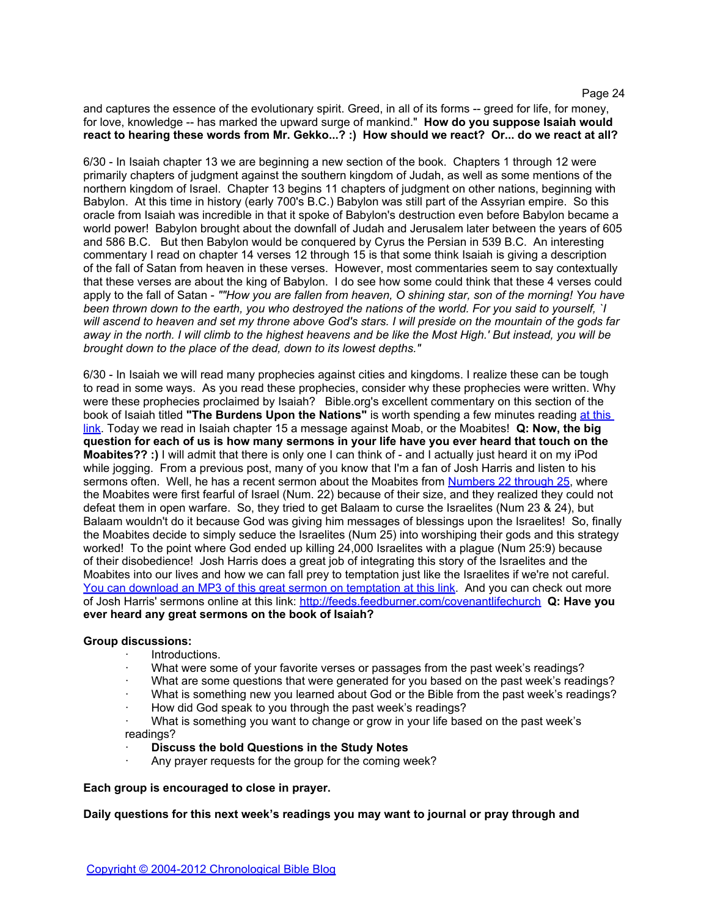and captures the essence of the evolutionary spirit. Greed, in all of its forms -- greed for life, for money, for love, knowledge -- has marked the upward surge of mankind." **How do you suppose Isaiah would react to hearing these words from Mr. Gekko...? :) How should we react? Or... do we react at all?**

6/30 - In Isaiah chapter 13 we are beginning a new section of the book. Chapters 1 through 12 were primarily chapters of judgment against the southern kingdom of Judah, as well as some mentions of the northern kingdom of Israel. Chapter 13 begins 11 chapters of judgment on other nations, beginning with Babylon. At this time in history (early 700's B.C.) Babylon was still part of the Assyrian empire. So this oracle from Isaiah was incredible in that it spoke of Babylon's destruction even before Babylon became a world power! Babylon brought about the downfall of Judah and Jerusalem later between the years of 605 and 586 B.C. But then Babylon would be conquered by Cyrus the Persian in 539 B.C. An interesting commentary I read on chapter 14 verses 12 through 15 is that some think Isaiah is giving a description of the fall of Satan from heaven in these verses. However, most commentaries seem to say contextually that these verses are about the king of Babylon. I do see how some could think that these 4 verses could apply to the fall of Satan - *""How you are fallen from heaven, O shining star, son of the morning! You have been thrown down to the earth, you who destroyed the nations of the world. For you said to yourself, `I will ascend to heaven and set my throne above God's stars. I will preside on the mountain of the gods far away in the north. I will climb to the highest heavens and be like the Most High.' But instead, you will be brought down to the place of the dead, down to its lowest depths."*

6/30 - In Isaiah we will read many prophecies against cities and kingdoms. I realize these can be tough to read in some ways. As you read these prophecies, consider why these prophecies were written. Why were these prophecies proclaimed by Isaiah? Bible.org's excellent commentary on this section of the book of Isaiah titled **"The Burdens Upon the Nations"** is worth spending a few minutes reading at this link. Today we read in Isaiah chapter 15 a message against Moab, or the Moabites! **Q: Now, the big question for each of us is how many sermons in your life have you ever heard that touch on the Moabites?? :)** I will admit that there is only one I can think of - and I actually just heard it on my iPod while jogging. From a previous post, many of you know that I'm a fan of Josh Harris and listen to his sermons often. Well, he has a recent sermon about the Moabites from Numbers 22 through 25, where the Moabites were first fearful of Israel (Num. 22) because of their size, and they realized they could not defeat them in open warfare. So, they tried to get Balaam to curse the Israelites (Num 23 & 24), but Balaam wouldn't do it because God was giving him messages of blessings upon the Israelites! So, finally the Moabites decide to simply seduce the Israelites (Num 25) into worshiping their gods and this strategy worked! To the point where God ended up killing 24,000 Israelites with a plague (Num 25:9) because of their disobedience! Josh Harris does a great job of integrating this story of the Israelites and the Moabites into our lives and how we can fall prey to temptation just like the Israelites if we're not careful. You can download an MP3 of this great sermon on temptation at this link. And you can check out more of Josh Harris' sermons online at this link: http://feeds.feedburner.com/covenantlifechurch **Q: Have you ever heard any great sermons on the book of Isaiah?**

**Group discussions:**

- Introductions.
- What were some of your favorite verses or passages from the past week's readings?
- What are some questions that were generated for you based on the past week's readings?
- What is something new you learned about God or the Bible from the past week's readings?
- How did God speak to you through the past week's readings?
- What is something you want to change or grow in your life based on the past week's readings?
- **Discuss the bold Questions in the Study Notes**
- Any prayer requests for the group for the coming week?

**Each group is encouraged to close in prayer.**

**Daily questions for this next week's readings you may want to journal or pray through and**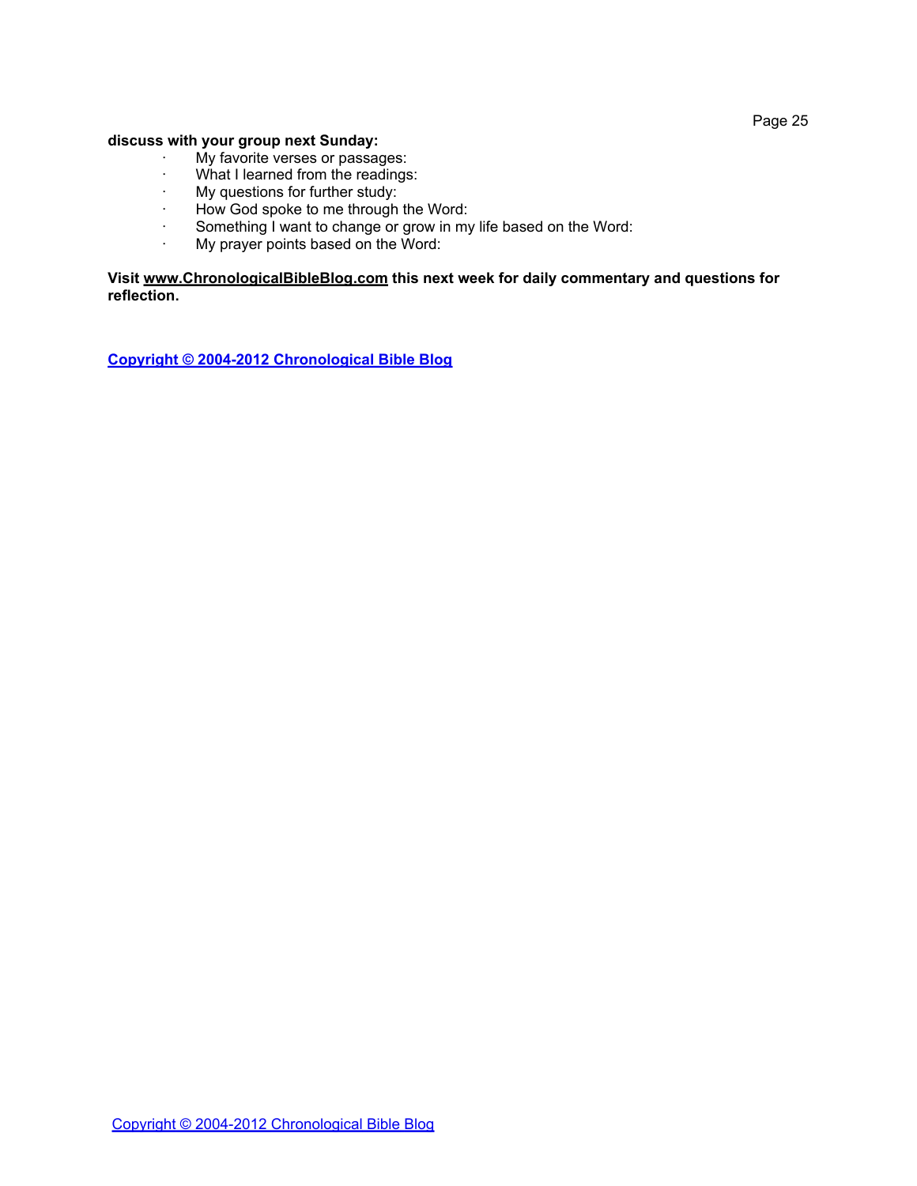**discuss with your group next Sunday:**

- My favorite verses or passages:
- What I learned from the readings:
- My questions for further study:
- How God spoke to me through the Word:
- Something I want to change or grow in my life based on the Word:
- My prayer points based on the Word:

**Visit www.ChronologicalBibleBlog.com this next week for daily commentary and questions for reflection.**

**Copyright © 2004-2012 Chronological Bible Blog**